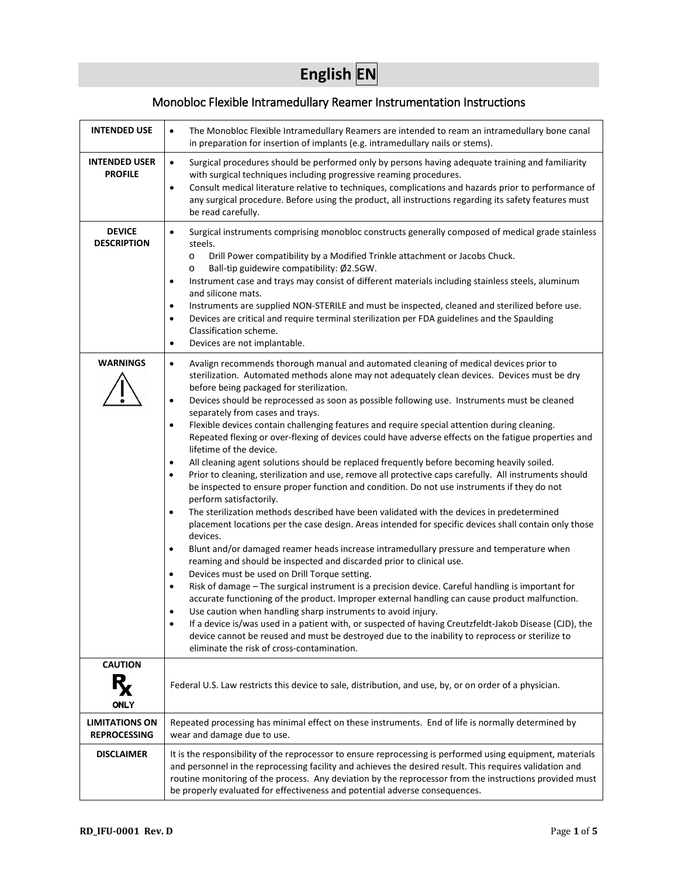# English EN

## Monobloc Flexible Intramedullary Reamer Instrumentation Instructions

| | |
|---|---|
| **INTENDED USE** | • The Monobloc Flexible Intramedullary Reamers are intended to ream an intramedullary bone canal in preparation for insertion of implants (e.g. intramedullary nails or stems). |
| **INTENDED USER PROFILE** | • Surgical procedures should be performed only by persons having adequate training and familiarity with surgical techniques including progressive reaming procedures.<br>• Consult medical literature relative to techniques, complications and hazards prior to performance of any surgical procedure. Before using the product, all instructions regarding its safety features must be read carefully. |
| **DEVICE DESCRIPTION** | • Surgical instruments comprising monobloc constructs generally composed of medical grade stainless steels.<br>  o Drill Power compatibility by a Modified Trinkle attachment or Jacobs Chuck.<br>  o Ball-tip guidewire compatibility: Ø2.5GW.<br>• Instrument case and trays may consist of different materials including stainless steels, aluminum and silicone mats.<br>• Instruments are supplied NON-STERILE and must be inspected, cleaned and sterilized before use.<br>• Devices are critical and require terminal sterilization per FDA guidelines and the Spaulding Classification scheme.<br>• Devices are not implantable. |
| **WARNINGS** | • Avalign recommends thorough manual and automated cleaning of medical devices prior to sterilization. Automated methods alone may not adequately clean devices. Devices must be dry before being packaged for sterilization.<br>• Devices should be reprocessed as soon as possible following use. Instruments must be cleaned separately from cases and trays.<br>• Flexible devices contain challenging features and require special attention during cleaning. Repeated flexing or over-flexing of devices could have adverse effects on the fatigue properties and lifetime of the device.<br>• All cleaning agent solutions should be replaced frequently before becoming heavily soiled.<br>• Prior to cleaning, sterilization and use, remove all protective caps carefully. All instruments should be inspected to ensure proper function and condition. Do not use instruments if they do not perform satisfactorily.<br>• The sterilization methods described have been validated with the devices in predetermined placement locations per the case design. Areas intended for specific devices shall contain only those devices.<br>• Blunt and/or damaged reamer heads increase intramedullary pressure and temperature when reaming and should be inspected and discarded prior to clinical use.<br>• Devices must be used on Drill Torque setting.<br>• Risk of damage – The surgical instrument is a precision device. Careful handling is important for accurate functioning of the product. Improper external handling can cause product malfunction.<br>• Use caution when handling sharp instruments to avoid injury.<br>• If a device is/was used in a patient with, or suspected of having Creutzfeldt-Jakob Disease (CJD), the device cannot be reused and must be destroyed due to the inability to reprocess or sterilize to eliminate the risk of cross-contamination. |
| **CAUTION** Rx ONLY | Federal U.S. Law restricts this device to sale, distribution, and use, by, or on order of a physician. |
| **LIMITATIONS ON REPROCESSING** | Repeated processing has minimal effect on these instruments. End of life is normally determined by wear and damage due to use. |
| **DISCLAIMER** | It is the responsibility of the reprocessor to ensure reprocessing is performed using equipment, materials and personnel in the reprocessing facility and achieves the desired result. This requires validation and routine monitoring of the process. Any deviation by the reprocessor from the instructions provided must be properly evaluated for effectiveness and potential adverse consequences. |

RD_IFU-0001 Rev. D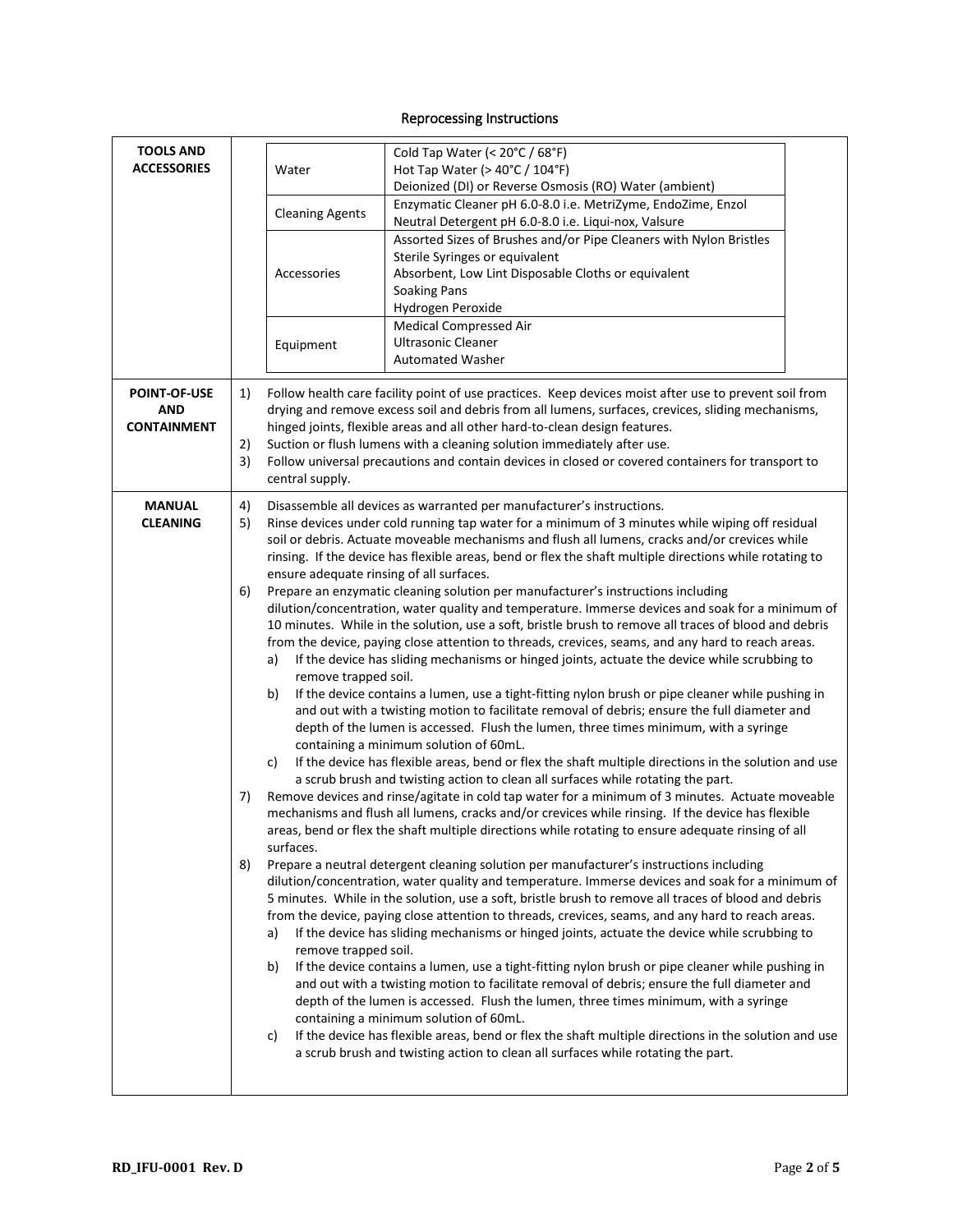## Reprocessing Instructions

**TOOLS AND ACCESSORIES**

| | |
|---|---|
| Water | Cold Tap Water (< 20°C / 68°F)<br>Hot Tap Water (> 40°C / 104°F)<br>Deionized (DI) or Reverse Osmosis (RO) Water (ambient) |
| Cleaning Agents | Enzymatic Cleaner pH 6.0-8.0 i.e. MetriZyme, EndoZime, Enzol<br>Neutral Detergent pH 6.0-8.0 i.e. Liqui-nox, Valsure |
| Accessories | Assorted Sizes of Brushes and/or Pipe Cleaners with Nylon Bristles<br>Sterile Syringes or equivalent<br>Absorbent, Low Lint Disposable Cloths or equivalent<br>Soaking Pans<br>Hydrogen Peroxide |
| Equipment | Medical Compressed Air<br>Ultrasonic Cleaner<br>Automated Washer |

**POINT-OF-USE AND CONTAINMENT**

1) Follow health care facility point of use practices. Keep devices moist after use to prevent soil from drying and remove excess soil and debris from all lumens, surfaces, crevices, sliding mechanisms, hinged joints, flexible areas and all other hard-to-clean design features.
2) Suction or flush lumens with a cleaning solution immediately after use.
3) Follow universal precautions and contain devices in closed or covered containers for transport to central supply.

**MANUAL CLEANING**

4) Disassemble all devices as warranted per manufacturer's instructions.
5) Rinse devices under cold running tap water for a minimum of 3 minutes while wiping off residual soil or debris. Actuate moveable mechanisms and flush all lumens, cracks and/or crevices while rinsing. If the device has flexible areas, bend or flex the shaft multiple directions while rotating to ensure adequate rinsing of all surfaces.
6) Prepare an enzymatic cleaning solution per manufacturer's instructions including dilution/concentration, water quality and temperature. Immerse devices and soak for a minimum of 10 minutes. While in the solution, use a soft, bristle brush to remove all traces of blood and debris from the device, paying close attention to threads, crevices, seams, and any hard to reach areas.
   a) If the device has sliding mechanisms or hinged joints, actuate the device while scrubbing to remove trapped soil.
   b) If the device contains a lumen, use a tight-fitting nylon brush or pipe cleaner while pushing in and out with a twisting motion to facilitate removal of debris; ensure the full diameter and depth of the lumen is accessed. Flush the lumen, three times minimum, with a syringe containing a minimum solution of 60mL.
   c) If the device has flexible areas, bend or flex the shaft multiple directions in the solution and use a scrub brush and twisting action to clean all surfaces while rotating the part.
7) Remove devices and rinse/agitate in cold tap water for a minimum of 3 minutes. Actuate moveable mechanisms and flush all lumens, cracks and/or crevices while rinsing. If the device has flexible areas, bend or flex the shaft multiple directions while rotating to ensure adequate rinsing of all surfaces.
8) Prepare a neutral detergent cleaning solution per manufacturer's instructions including dilution/concentration, water quality and temperature. Immerse devices and soak for a minimum of 5 minutes. While in the solution, use a soft, bristle brush to remove all traces of blood and debris from the device, paying close attention to threads, crevices, seams, and any hard to reach areas.
   a) If the device has sliding mechanisms or hinged joints, actuate the device while scrubbing to remove trapped soil.
   b) If the device contains a lumen, use a tight-fitting nylon brush or pipe cleaner while pushing in and out with a twisting motion to facilitate removal of debris; ensure the full diameter and depth of the lumen is accessed. Flush the lumen, three times minimum, with a syringe containing a minimum solution of 60mL.
   c) If the device has flexible areas, bend or flex the shaft multiple directions in the solution and use a scrub brush and twisting action to clean all surfaces while rotating the part.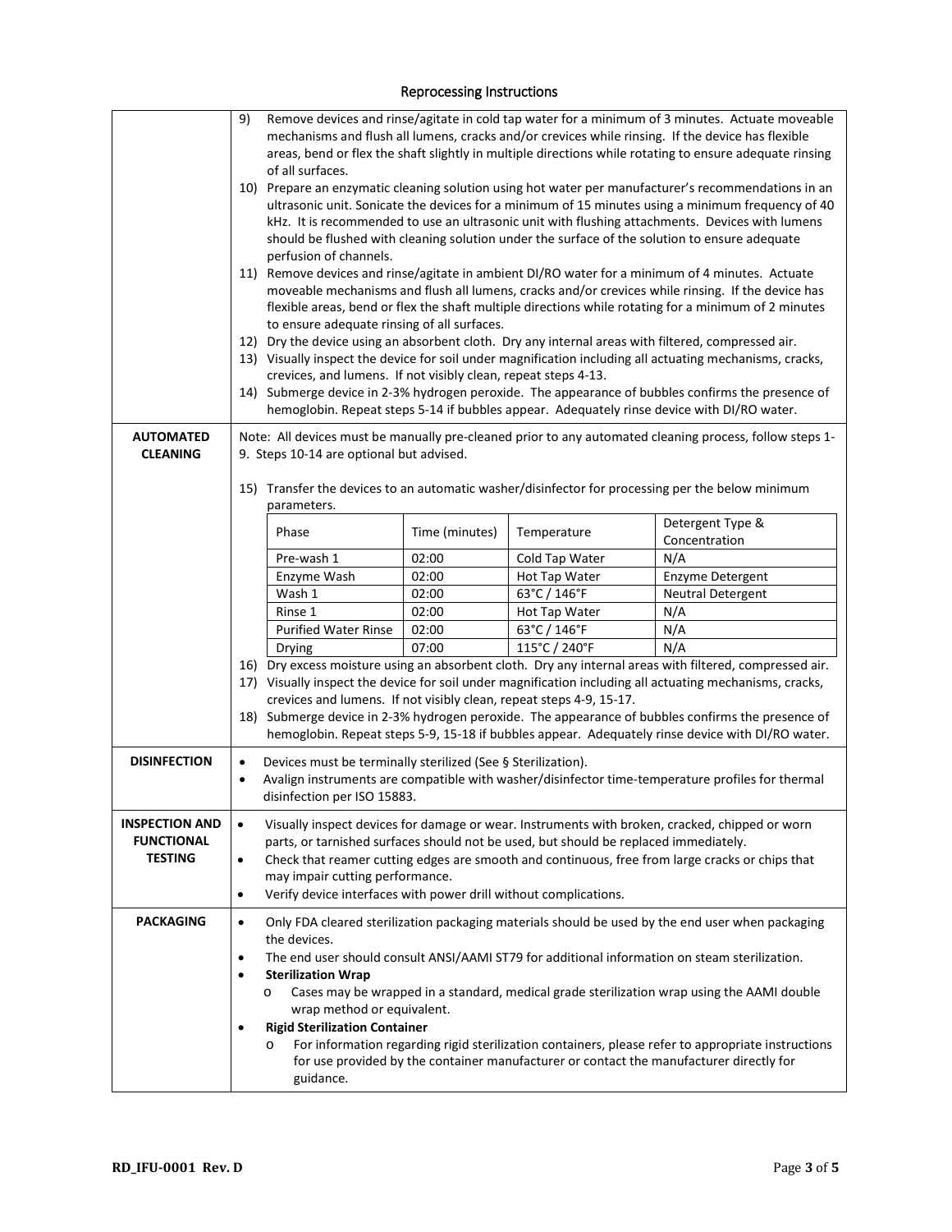## Reprocessing Instructions

9) Remove devices and rinse/agitate in cold tap water for a minimum of 3 minutes. Actuate moveable mechanisms and flush all lumens, cracks and/or crevices while rinsing. If the device has flexible areas, bend or flex the shaft slightly in multiple directions while rotating to ensure adequate rinsing of all surfaces.
10) Prepare an enzymatic cleaning solution using hot water per manufacturer's recommendations in an ultrasonic unit. Sonicate the devices for a minimum of 15 minutes using a minimum frequency of 40 kHz. It is recommended to use an ultrasonic unit with flushing attachments. Devices with lumens should be flushed with cleaning solution under the surface of the solution to ensure adequate perfusion of channels.
11) Remove devices and rinse/agitate in ambient DI/RO water for a minimum of 4 minutes. Actuate moveable mechanisms and flush all lumens, cracks and/or crevices while rinsing. If the device has flexible areas, bend or flex the shaft multiple directions while rotating for a minimum of 2 minutes to ensure adequate rinsing of all surfaces.
12) Dry the device using an absorbent cloth. Dry any internal areas with filtered, compressed air.
13) Visually inspect the device for soil under magnification including all actuating mechanisms, cracks, crevices, and lumens. If not visibly clean, repeat steps 4-13.
14) Submerge device in 2-3% hydrogen peroxide. The appearance of bubbles confirms the presence of hemoglobin. Repeat steps 5-14 if bubbles appear. Adequately rinse device with DI/RO water.

### AUTOMATED CLEANING

Note: All devices must be manually pre-cleaned prior to any automated cleaning process, follow steps 1-9. Steps 10-14 are optional but advised.

15) Transfer the devices to an automatic washer/disinfector for processing per the below minimum parameters.

| Phase | Time (minutes) | Temperature | Detergent Type & Concentration |
|---|---|---|---|
| Pre-wash 1 | 02:00 | Cold Tap Water | N/A |
| Enzyme Wash | 02:00 | Hot Tap Water | Enzyme Detergent |
| Wash 1 | 02:00 | 63°C / 146°F | Neutral Detergent |
| Rinse 1 | 02:00 | Hot Tap Water | N/A |
| Purified Water Rinse | 02:00 | 63°C / 146°F | N/A |
| Drying | 07:00 | 115°C / 240°F | N/A |

16) Dry excess moisture using an absorbent cloth. Dry any internal areas with filtered, compressed air.
17) Visually inspect the device for soil under magnification including all actuating mechanisms, cracks, crevices and lumens. If not visibly clean, repeat steps 4-9, 15-17.
18) Submerge device in 2-3% hydrogen peroxide. The appearance of bubbles confirms the presence of hemoglobin. Repeat steps 5-9, 15-18 if bubbles appear. Adequately rinse device with DI/RO water.

### DISINFECTION

- Devices must be terminally sterilized (See § Sterilization).
- Avalign instruments are compatible with washer/disinfector time-temperature profiles for thermal disinfection per ISO 15883.

### INSPECTION AND FUNCTIONAL TESTING

- Visually inspect devices for damage or wear. Instruments with broken, cracked, chipped or worn parts, or tarnished surfaces should not be used, but should be replaced immediately.
- Check that reamer cutting edges are smooth and continuous, free from large cracks or chips that may impair cutting performance.
- Verify device interfaces with power drill without complications.

### PACKAGING

- Only FDA cleared sterilization packaging materials should be used by the end user when packaging the devices.
- The end user should consult ANSI/AAMI ST79 for additional information on steam sterilization.
- **Sterilization Wrap**
  - Cases may be wrapped in a standard, medical grade sterilization wrap using the AAMI double wrap method or equivalent.
- **Rigid Sterilization Container**
  - For information regarding rigid sterilization containers, please refer to appropriate instructions for use provided by the container manufacturer or contact the manufacturer directly for guidance.

RD_IFU-0001 Rev. D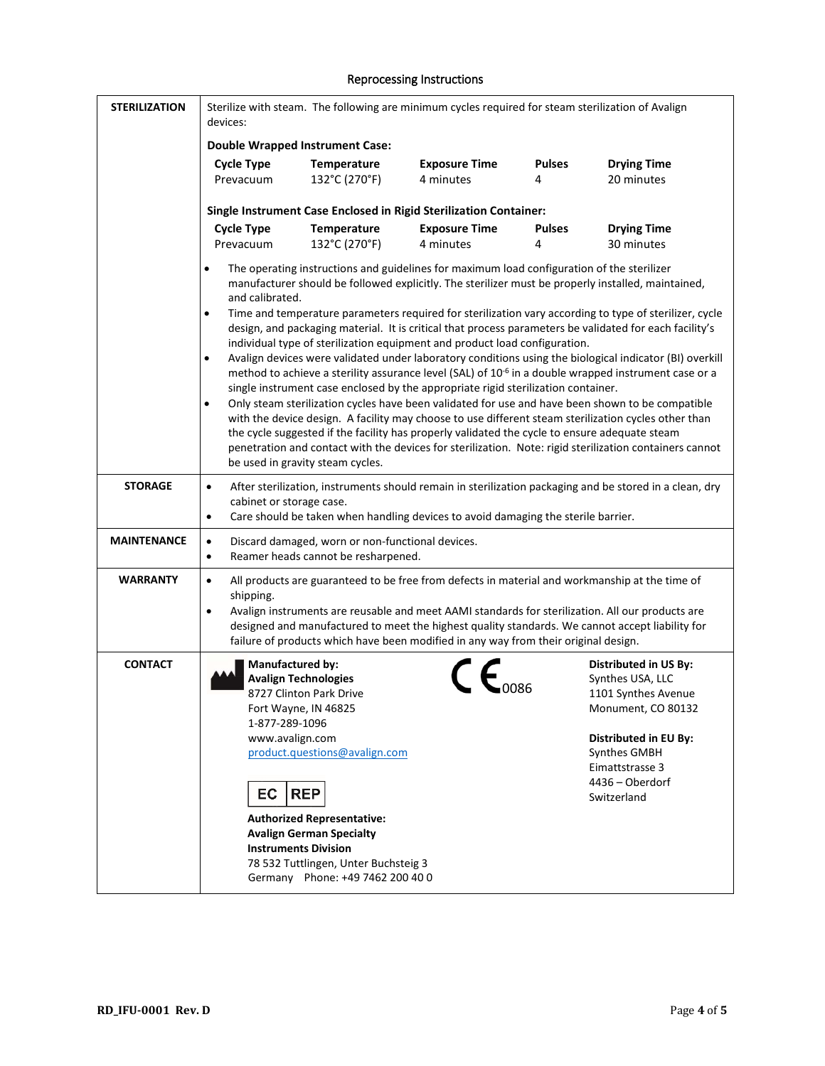## Reprocessing Instructions

**STERILIZATION**

Sterilize with steam. The following are minimum cycles required for steam sterilization of Avalign devices:

**Double Wrapped Instrument Case:**

| Cycle Type | Temperature | Exposure Time | Pulses | Drying Time |
|---|---|---|---|---|
| Prevacuum | 132°C (270°F) | 4 minutes | 4 | 20 minutes |

**Single Instrument Case Enclosed in Rigid Sterilization Container:**

| Cycle Type | Temperature | Exposure Time | Pulses | Drying Time |
|---|---|---|---|---|
| Prevacuum | 132°C (270°F) | 4 minutes | 4 | 30 minutes |

- The operating instructions and guidelines for maximum load configuration of the sterilizer manufacturer should be followed explicitly. The sterilizer must be properly installed, maintained, and calibrated.
- Time and temperature parameters required for sterilization vary according to type of sterilizer, cycle design, and packaging material. It is critical that process parameters be validated for each facility's individual type of sterilization equipment and product load configuration.
- Avalign devices were validated under laboratory conditions using the biological indicator (BI) overkill method to achieve a sterility assurance level (SAL) of $10^{-6}$ in a double wrapped instrument case or a single instrument case enclosed by the appropriate rigid sterilization container.
- Only steam sterilization cycles have been validated for use and have been shown to be compatible with the device design. A facility may choose to use different steam sterilization cycles other than the cycle suggested if the facility has properly validated the cycle to ensure adequate steam penetration and contact with the devices for sterilization. Note: rigid sterilization containers cannot be used in gravity steam cycles.

**STORAGE**

- After sterilization, instruments should remain in sterilization packaging and be stored in a clean, dry cabinet or storage case.
- Care should be taken when handling devices to avoid damaging the sterile barrier.

**MAINTENANCE**

- Discard damaged, worn or non-functional devices.
- Reamer heads cannot be resharpened.

**WARRANTY**

- All products are guaranteed to be free from defects in material and workmanship at the time of shipping.
- Avalign instruments are reusable and meet AAMI standards for sterilization. All our products are designed and manufactured to meet the highest quality standards. We cannot accept liability for failure of products which have been modified in any way from their original design.

**CONTACT**

**Manufactured by:**
**Avalign Technologies**
8727 Clinton Park Drive
Fort Wayne, IN 46825
1-877-289-1096
www.avalign.com
product.questions@avalign.com

CE 0086

EC REP

**Authorized Representative:**
**Avalign German Specialty Instruments Division**
78 532 Tuttlingen, Unter Buchsteig 3
Germany Phone: +49 7462 200 40 0

**Distributed in US By:**
Synthes USA, LLC
1101 Synthes Avenue
Monument, CO 80132

**Distributed in EU By:**
Synthes GMBH
Eimattstrasse 3
4436 – Oberdorf
Switzerland

RD_IFU-0001 Rev. D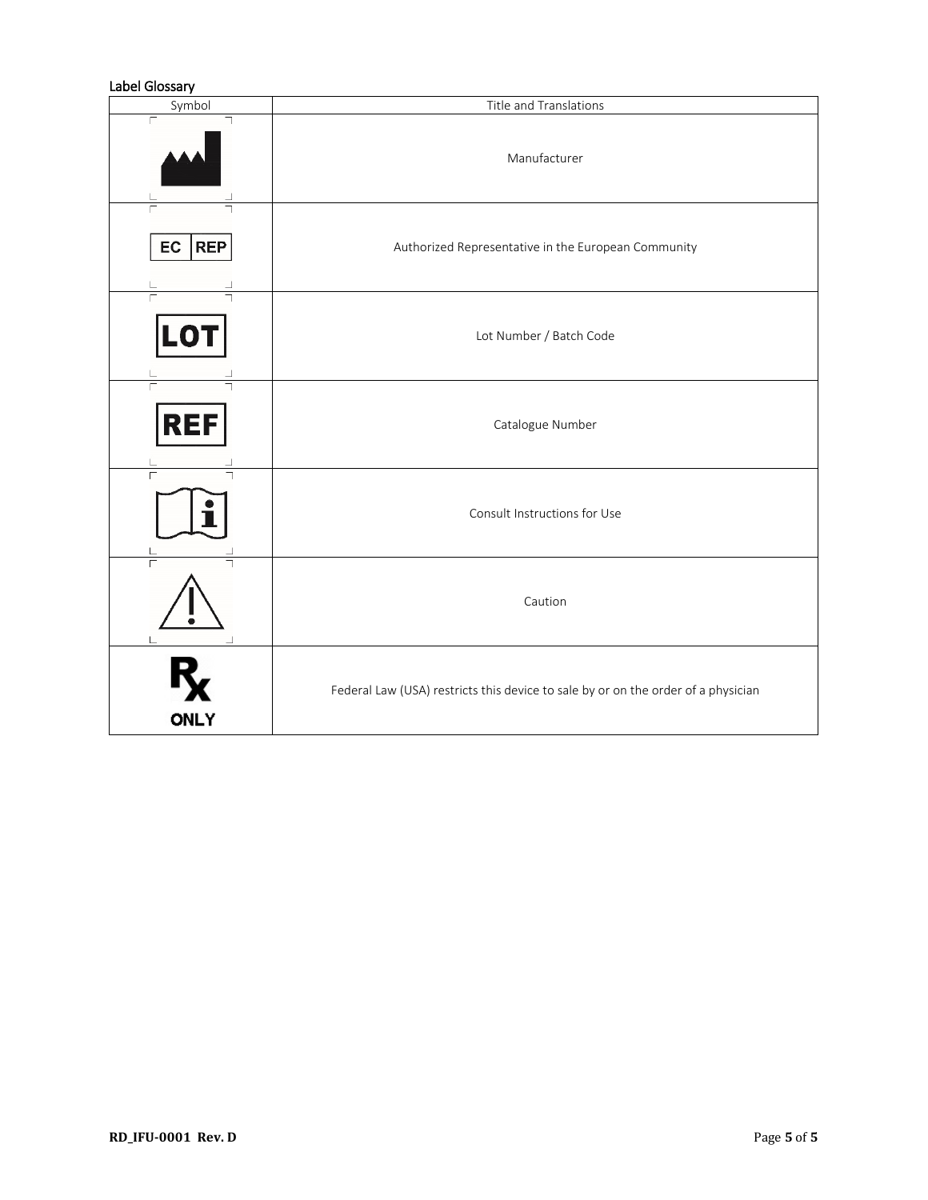### Label Glossary

| Symbol | Title and Translations |
|---|---|
| | Manufacturer |
| EC REP | Authorized Representative in the European Community |
| LOT | Lot Number / Batch Code |
| REF | Catalogue Number |
| | Consult Instructions for Use |
| | Caution |
| Rx ONLY | Federal Law (USA) restricts this device to sale by or on the order of a physician |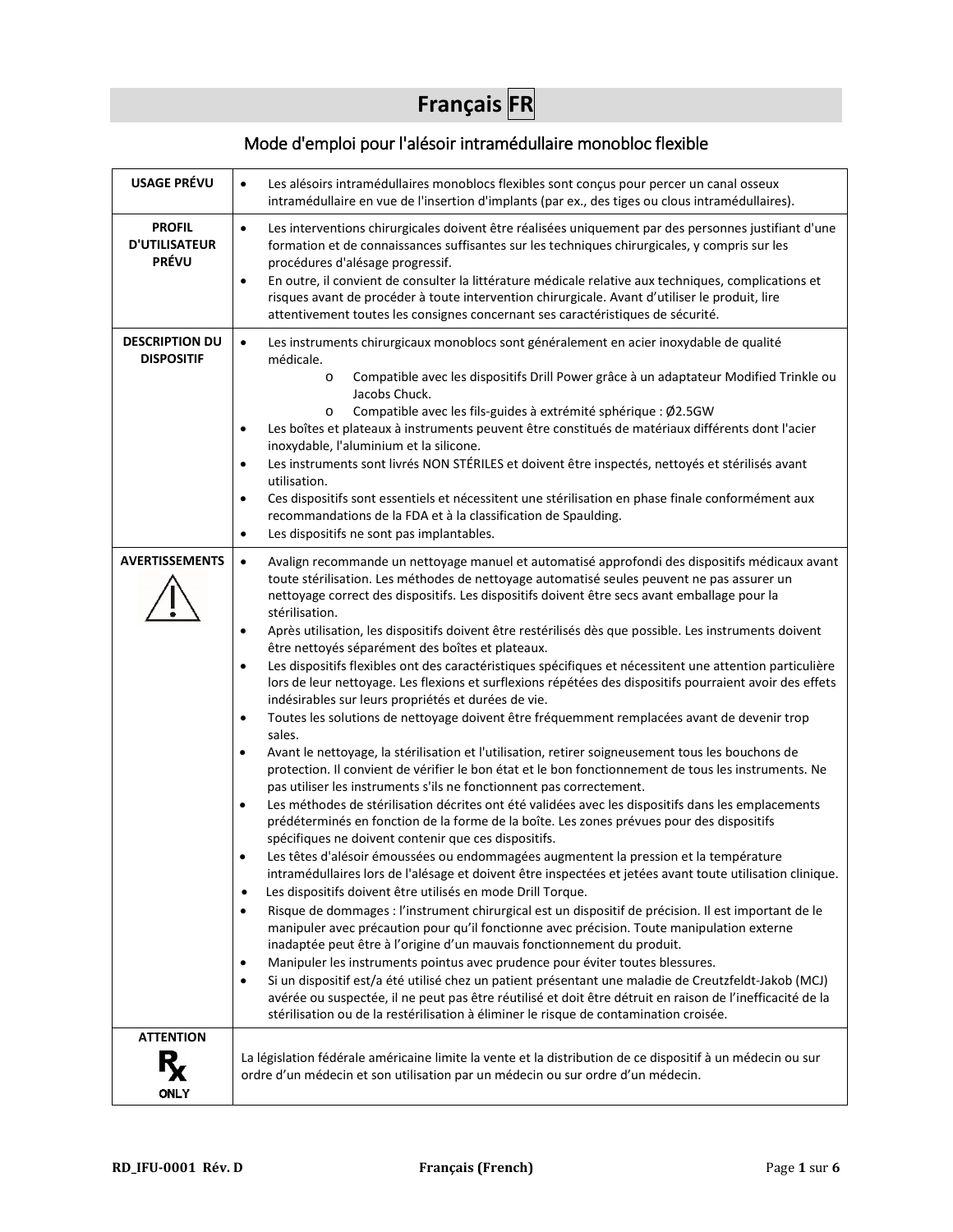# Français FR

## Mode d'emploi pour l'alésoir intramédullaire monobloc flexible

| | |
|---|---|
| **USAGE PRÉVU** | • Les alésoirs intramédullaires monoblocs flexibles sont conçus pour percer un canal osseux intramédullaire en vue de l'insertion d'implants (par ex., des tiges ou clous intramédullaires). |
| **PROFIL D'UTILISATEUR PRÉVU** | • Les interventions chirurgicales doivent être réalisées uniquement par des personnes justifiant d'une formation et de connaissances suffisantes sur les techniques chirurgicales, y compris sur les procédures d'alésage progressif.<br>• En outre, il convient de consulter la littérature médicale relative aux techniques, complications et risques avant de procéder à toute intervention chirurgicale. Avant d'utiliser le produit, lire attentivement toutes les consignes concernant ses caractéristiques de sécurité. |
| **DESCRIPTION DU DISPOSITIF** | • Les instruments chirurgicaux monoblocs sont généralement en acier inoxydable de qualité médicale.<br>o Compatible avec les dispositifs Drill Power grâce à un adaptateur Modified Trinkle ou Jacobs Chuck.<br>o Compatible avec les fils-guides à extrémité sphérique : Ø2.5GW<br>• Les boîtes et plateaux à instruments peuvent être constitués de matériaux différents dont l'acier inoxydable, l'aluminium et la silicone.<br>• Les instruments sont livrés NON STÉRILES et doivent être inspectés, nettoyés et stérilisés avant utilisation.<br>• Ces dispositifs sont essentiels et nécessitent une stérilisation en phase finale conformément aux recommandations de la FDA et à la classification de Spaulding.<br>• Les dispositifs ne sont pas implantables. |
| **AVERTISSEMENTS** | • Avalign recommande un nettoyage manuel et automatisé approfondi des dispositifs médicaux avant toute stérilisation. Les méthodes de nettoyage automatisé seules peuvent ne pas assurer un nettoyage correct des dispositifs. Les dispositifs doivent être secs avant emballage pour la stérilisation.<br>• Après utilisation, les dispositifs doivent être restérilisés dès que possible. Les instruments doivent être nettoyés séparément des boîtes et plateaux.<br>• Les dispositifs flexibles ont des caractéristiques spécifiques et nécessitent une attention particulière lors de leur nettoyage. Les flexions et surflexions répétées des dispositifs pourraient avoir des effets indésirables sur leurs propriétés et durées de vie.<br>• Toutes les solutions de nettoyage doivent être fréquemment remplacées avant de devenir trop sales.<br>• Avant le nettoyage, la stérilisation et l'utilisation, retirer soigneusement tous les bouchons de protection. Il convient de vérifier le bon état et le bon fonctionnement de tous les instruments. Ne pas utiliser les instruments s'ils ne fonctionnent pas correctement.<br>• Les méthodes de stérilisation décrites ont été validées avec les dispositifs dans les emplacements prédéterminés en fonction de la forme de la boîte. Les zones prévues pour des dispositifs spécifiques ne doivent contenir que ces dispositifs.<br>• Les têtes d'alésoir émoussées ou endommagées augmentent la pression et la température intramédullaires lors de l'alésage et doivent être inspectées et jetées avant toute utilisation clinique.<br>• Les dispositifs doivent être utilisés en mode Drill Torque.<br>• Risque de dommages : l'instrument chirurgical est un dispositif de précision. Il est important de le manipuler avec précaution pour qu'il fonctionne avec précision. Toute manipulation externe inadaptée peut être à l'origine d'un mauvais fonctionnement du produit.<br>• Manipuler les instruments pointus avec prudence pour éviter toutes blessures.<br>• Si un dispositif est/a été utilisé chez un patient présentant une maladie de Creutzfeldt-Jakob (MCJ) avérée ou suspectée, il ne peut pas être réutilisé et doit être détruit en raison de l'inefficacité de la stérilisation ou de la restérilisation à éliminer le risque de contamination croisée. |
| **ATTENTION**<br>Rx ONLY | La législation fédérale américaine limite la vente et la distribution de ce dispositif à un médecin ou sur ordre d'un médecin et son utilisation par un médecin ou sur ordre d'un médecin. |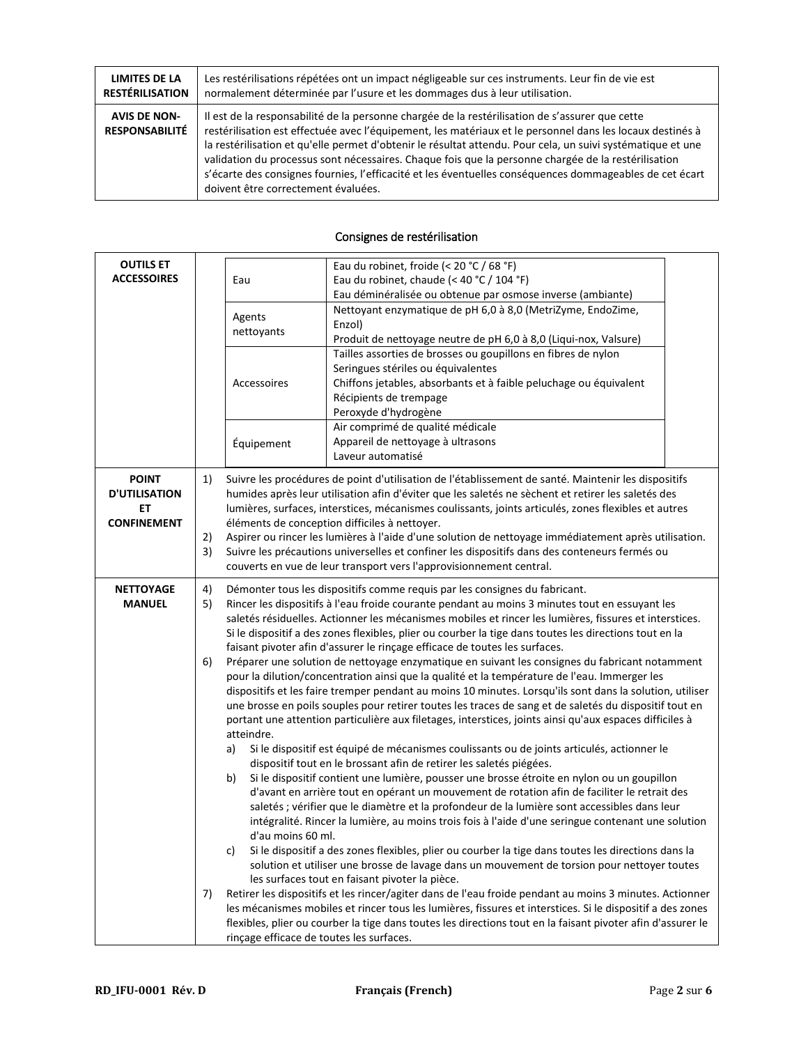| | |
|---|---|
| **LIMITES DE LA RESTÉRILISATION** | Les restérilisations répétées ont un impact négligeable sur ces instruments. Leur fin de vie est normalement déterminée par l'usure et les dommages dus à leur utilisation. |
| **AVIS DE NON-RESPONSABILITÉ** | Il est de la responsabilité de la personne chargée de la restérilisation de s'assurer que cette restérilisation est effectuée avec l'équipement, les matériaux et le personnel dans les locaux destinés à la restérilisation et qu'elle permet d'obtenir le résultat attendu. Pour cela, un suivi systématique et une validation du processus sont nécessaires. Chaque fois que la personne chargée de la restérilisation s'écarte des consignes fournies, l'efficacité et les éventuelles conséquences dommageables de cet écart doivent être correctement évaluées. |

## Consignes de restérilisation

| | | |
|---|---|---|
| **OUTILS ET ACCESSOIRES** | Eau | Eau du robinet, froide (< 20 °C / 68 °F)<br>Eau du robinet, chaude (< 40 °C / 104 °F)<br>Eau déminéralisée ou obtenue par osmose inverse (ambiante) |
| | Agents nettoyants | Nettoyant enzymatique de pH 6,0 à 8,0 (MetriZyme, EndoZime, Enzol)<br>Produit de nettoyage neutre de pH 6,0 à 8,0 (Liqui-nox, Valsure) |
| | Accessoires | Tailles assorties de brosses ou goupillons en fibres de nylon<br>Seringues stériles ou équivalentes<br>Chiffons jetables, absorbants et à faible peluchage ou équivalent<br>Récipients de trempage<br>Peroxyde d'hydrogène |
| | Équipement | Air comprimé de qualité médicale<br>Appareil de nettoyage à ultrasons<br>Laveur automatisé |

| | |
|---|---|
| **POINT D'UTILISATION ET CONFINEMENT** | 1) Suivre les procédures de point d'utilisation de l'établissement de santé. Maintenir les dispositifs humides après leur utilisation afin d'éviter que les saletés ne sèchent et retirer les saletés des lumières, surfaces, interstices, mécanismes coulissants, joints articulés, zones flexibles et autres éléments de conception difficiles à nettoyer.<br>2) Aspirer ou rincer les lumières à l'aide d'une solution de nettoyage immédiatement après utilisation.<br>3) Suivre les précautions universelles et confiner les dispositifs dans des conteneurs fermés ou couverts en vue de leur transport vers l'approvisionnement central. |
| **NETTOYAGE MANUEL** | 4) Démonter tous les dispositifs comme requis par les consignes du fabricant.<br>5) Rincer les dispositifs à l'eau froide courante pendant au moins 3 minutes tout en essuyant les saletés résiduelles. Actionner les mécanismes mobiles et rincer les lumières, fissures et interstices. Si le dispositif a des zones flexibles, plier ou courber la tige dans toutes les directions tout en la faisant pivoter afin d'assurer le rinçage efficace de toutes les surfaces.<br>6) Préparer une solution de nettoyage enzymatique en suivant les consignes du fabricant notamment pour la dilution/concentration ainsi que la qualité et la température de l'eau. Immerger les dispositifs et les faire tremper pendant au moins 10 minutes. Lorsqu'ils sont dans la solution, utiliser une brosse en poils souples pour retirer toutes les traces de sang et de saletés du dispositif tout en portant une attention particulière aux filetages, interstices, joints ainsi qu'aux espaces difficiles à atteindre.<br>a) Si le dispositif est équipé de mécanismes coulissants ou de joints articulés, actionner le dispositif tout en le brossant afin de retirer les saletés piégées.<br>b) Si le dispositif contient une lumière, pousser une brosse étroite en nylon ou un goupillon d'avant en arrière tout en opérant un mouvement de rotation afin de faciliter le retrait des saletés ; vérifier que le diamètre et la profondeur de la lumière sont accessibles dans leur intégralité. Rincer la lumière, au moins trois fois à l'aide d'une seringue contenant une solution d'au moins 60 ml.<br>c) Si le dispositif a des zones flexibles, plier ou courber la tige dans toutes les directions dans la solution et utiliser une brosse de lavage dans un mouvement de torsion pour nettoyer toutes les surfaces tout en faisant pivoter la pièce.<br>7) Retirer les dispositifs et les rincer/agiter dans de l'eau froide pendant au moins 3 minutes. Actionner les mécanismes mobiles et rincer tous les lumières, fissures et interstices. Si le dispositif a des zones flexibles, plier ou courber la tige dans toutes les directions tout en la faisant pivoter afin d'assurer le rinçage efficace de toutes les surfaces. |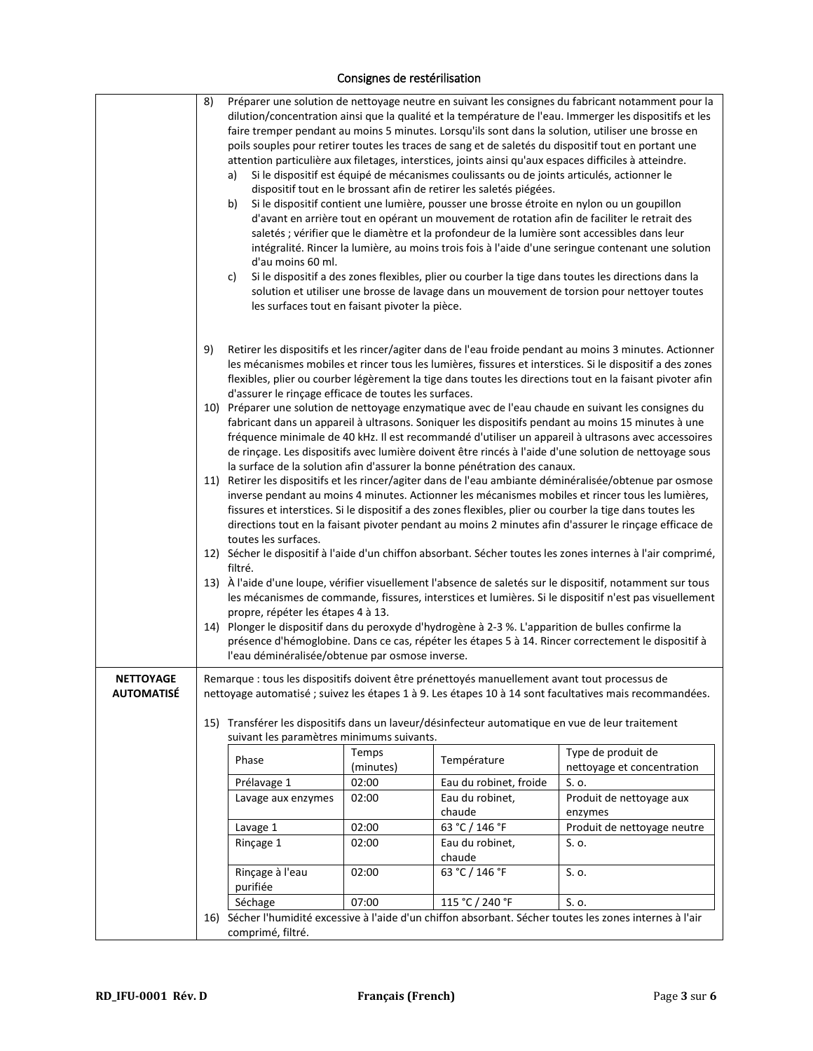## Consignes de restérilisation

8) Préparer une solution de nettoyage neutre en suivant les consignes du fabricant notamment pour la dilution/concentration ainsi que la qualité et la température de l'eau. Immerger les dispositifs et les faire tremper pendant au moins 5 minutes. Lorsqu'ils sont dans la solution, utiliser une brosse en poils souples pour retirer toutes les traces de sang et de saletés du dispositif tout en portant une attention particulière aux filetages, interstices, joints ainsi qu'aux espaces difficiles à atteindre.
   a) Si le dispositif est équipé de mécanismes coulissants ou de joints articulés, actionner le dispositif tout en le brossant afin de retirer les saletés piégées.
   b) Si le dispositif contient une lumière, pousser une brosse étroite en nylon ou un goupillon d'avant en arrière tout en opérant un mouvement de rotation afin de faciliter le retrait des saletés ; vérifier que le diamètre et la profondeur de la lumière sont accessibles dans leur intégralité. Rincer la lumière, au moins trois fois à l'aide d'une seringue contenant une solution d'au moins 60 ml.
   c) Si le dispositif a des zones flexibles, plier ou courber la tige dans toutes les directions dans la solution et utiliser une brosse de lavage dans un mouvement de torsion pour nettoyer toutes les surfaces tout en faisant pivoter la pièce.

9) Retirer les dispositifs et les rincer/agiter dans de l'eau froide pendant au moins 3 minutes. Actionner les mécanismes mobiles et rincer tous les lumières, fissures et interstices. Si le dispositif a des zones flexibles, plier ou courber légèrement la tige dans toutes les directions tout en la faisant pivoter afin d'assurer le rinçage efficace de toutes les surfaces.
10) Préparer une solution de nettoyage enzymatique avec de l'eau chaude en suivant les consignes du fabricant dans un appareil à ultrasons. Soniquer les dispositifs pendant au moins 15 minutes à une fréquence minimale de 40 kHz. Il est recommandé d'utiliser un appareil à ultrasons avec accessoires de rinçage. Les dispositifs avec lumière doivent être rincés à l'aide d'une solution de nettoyage sous la surface de la solution afin d'assurer la bonne pénétration des canaux.
11) Retirer les dispositifs et les rincer/agiter dans de l'eau ambiante déminéralisée/obtenue par osmose inverse pendant au moins 4 minutes. Actionner les mécanismes mobiles et rincer tous les lumières, fissures et interstices. Si le dispositif a des zones flexibles, plier ou courber la tige dans toutes les directions tout en la faisant pivoter pendant au moins 2 minutes afin d'assurer le rinçage efficace de toutes les surfaces.
12) Sécher le dispositif à l'aide d'un chiffon absorbant. Sécher toutes les zones internes à l'air comprimé, filtré.
13) À l'aide d'une loupe, vérifier visuellement l'absence de saletés sur le dispositif, notamment sur tous les mécanismes de commande, fissures, interstices et lumières. Si le dispositif n'est pas visuellement propre, répéter les étapes 4 à 13.
14) Plonger le dispositif dans du peroxyde d'hydrogène à 2-3 %. L'apparition de bulles confirme la présence d'hémoglobine. Dans ce cas, répéter les étapes 5 à 14. Rincer correctement le dispositif à l'eau déminéralisée/obtenue par osmose inverse.

**NETTOYAGE AUTOMATISÉ**

Remarque : tous les dispositifs doivent être prénettoyés manuellement avant tout processus de nettoyage automatisé ; suivez les étapes 1 à 9. Les étapes 10 à 14 sont facultatives mais recommandées.

15) Transférer les dispositifs dans un laveur/désinfecteur automatique en vue de leur traitement suivant les paramètres minimums suivants.

| Phase | Temps (minutes) | Température | Type de produit de nettoyage et concentration |
|---|---|---|---|
| Prélavage 1 | 02:00 | Eau du robinet, froide | S. o. |
| Lavage aux enzymes | 02:00 | Eau du robinet, chaude | Produit de nettoyage aux enzymes |
| Lavage 1 | 02:00 | 63 °C / 146 °F | Produit de nettoyage neutre |
| Rinçage 1 | 02:00 | Eau du robinet, chaude | S. o. |
| Rinçage à l'eau purifiée | 02:00 | 63 °C / 146 °F | S. o. |
| Séchage | 07:00 | 115 °C / 240 °F | S. o. |

16) Sécher l'humidité excessive à l'aide d'un chiffon absorbant. Sécher toutes les zones internes à l'air comprimé, filtré.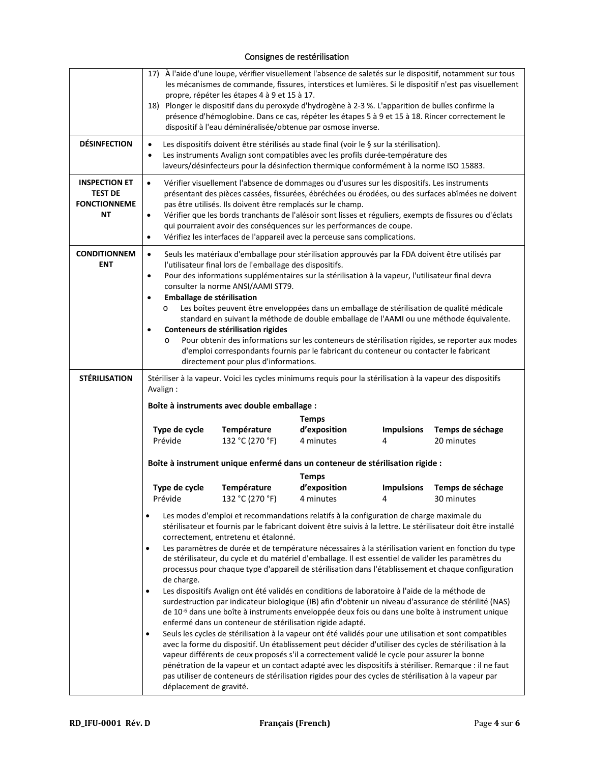## Consignes de restérilisation

| | |
|---|---|
| | 17) À l'aide d'une loupe, vérifier visuellement l'absence de saletés sur le dispositif, notamment sur tous les mécanismes de commande, fissures, interstices et lumières. Si le dispositif n'est pas visuellement propre, répéter les étapes 4 à 9 et 15 à 17.<br>18) Plonger le dispositif dans du peroxyde d'hydrogène à 2-3 %. L'apparition de bulles confirme la présence d'hémoglobine. Dans ce cas, répéter les étapes 5 à 9 et 15 à 18. Rincer correctement le dispositif à l'eau déminéralisée/obtenue par osmose inverse. |
| **DÉSINFECTION** | • Les dispositifs doivent être stérilisés au stade final (voir le § sur la stérilisation).<br>• Les instruments Avalign sont compatibles avec les profils durée-température des laveurs/désinfecteurs pour la désinfection thermique conformément à la norme ISO 15883. |
| **INSPECTION ET TEST DE FONCTIONNEMENT** | • Vérifier visuellement l'absence de dommages ou d'usures sur les dispositifs. Les instruments présentant des pièces cassées, fissurées, ébréchées ou érodées, ou des surfaces abîmées ne doivent pas être utilisés. Ils doivent être remplacés sur le champ.<br>• Vérifier que les bords tranchants de l'alésoir sont lisses et réguliers, exempts de fissures ou d'éclats qui pourraient avoir des conséquences sur les performances de coupe.<br>• Vérifiez les interfaces de l'appareil avec la perceuse sans complications. |
| **CONDITIONNEMENT** | • Seuls les matériaux d'emballage pour stérilisation approuvés par la FDA doivent être utilisés par l'utilisateur final lors de l'emballage des dispositifs.<br>• Pour des informations supplémentaires sur la stérilisation à la vapeur, l'utilisateur final devra consulter la norme ANSI/AAMI ST79.<br>• **Emballage de stérilisation**<br>o Les boîtes peuvent être enveloppées dans un emballage de stérilisation de qualité médicale standard en suivant la méthode de double emballage de l'AAMI ou une méthode équivalente.<br>• **Conteneurs de stérilisation rigides**<br>o Pour obtenir des informations sur les conteneurs de stérilisation rigides, se reporter aux modes d'emploi correspondants fournis par le fabricant du conteneur ou contacter le fabricant directement pour plus d'informations. |
| **STÉRILISATION** | Stériliser à la vapeur. Voici les cycles minimums requis pour la stérilisation à la vapeur des dispositifs Avalign :<br><br>**Boîte à instruments avec double emballage :**<br>**Type de cycle** : Prévide — **Température** : 132 °C (270 °F) — **Temps d'exposition** : 4 minutes — **Impulsions** : 4 — **Temps de séchage** : 20 minutes<br><br>**Boîte à instrument unique enfermé dans un conteneur de stérilisation rigide :**<br>**Type de cycle** : Prévide — **Température** : 132 °C (270 °F) — **Temps d'exposition** : 4 minutes — **Impulsions** : 4 — **Temps de séchage** : 30 minutes<br><br>• Les modes d'emploi et recommandations relatifs à la configuration de charge maximale du stérilisateur et fournis par le fabricant doivent être suivis à la lettre. Le stérilisateur doit être installé correctement, entretenu et étalonné.<br>• Les paramètres de durée et de température nécessaires à la stérilisation varient en fonction du type de stérilisateur, du cycle et du matériel d'emballage. Il est essentiel de valider les paramètres du processus pour chaque type d'appareil de stérilisation dans l'établissement et chaque configuration de charge.<br>• Les dispositifs Avalign ont été validés en conditions de laboratoire à l'aide de la méthode de surdestruction par indicateur biologique (IB) afin d'obtenir un niveau d'assurance de stérilité (NAS) de $10^{-6}$ dans une boîte à instruments enveloppée deux fois ou dans une boîte à instrument unique enfermé dans un conteneur de stérilisation rigide adapté.<br>• Seuls les cycles de stérilisation à la vapeur ont été validés pour une utilisation et sont compatibles avec la forme du dispositif. Un établissement peut décider d'utiliser des cycles de stérilisation à la vapeur différents de ceux proposés s'il a correctement validé le cycle pour assurer la bonne pénétration de la vapeur et un contact adapté avec les dispositifs à stériliser. Remarque : il ne faut pas utiliser de conteneurs de stérilisation rigides pour des cycles de stérilisation à la vapeur par déplacement de gravité. |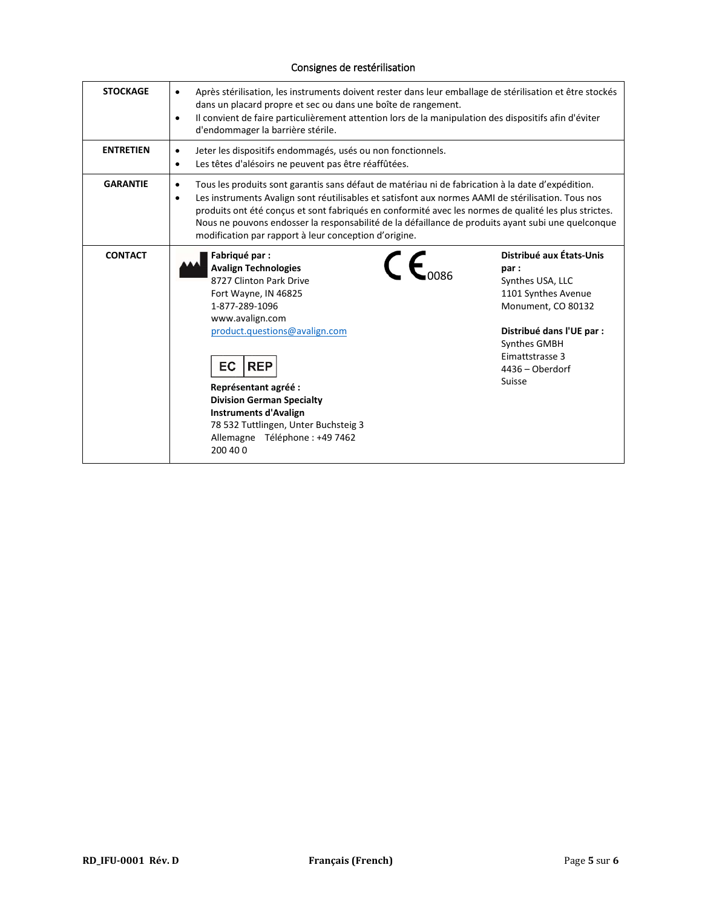## Consignes de restérilisation

| | |
|---|---|
| **STOCKAGE** | • Après stérilisation, les instruments doivent rester dans leur emballage de stérilisation et être stockés dans un placard propre et sec ou dans une boîte de rangement.<br>• Il convient de faire particulièrement attention lors de la manipulation des dispositifs afin d'éviter d'endommager la barrière stérile. |
| **ENTRETIEN** | • Jeter les dispositifs endommagés, usés ou non fonctionnels.<br>• Les têtes d'alésoirs ne peuvent pas être réaffûtées. |
| **GARANTIE** | • Tous les produits sont garantis sans défaut de matériau ni de fabrication à la date d'expédition.<br>• Les instruments Avalign sont réutilisables et satisfont aux normes AAMI de stérilisation. Tous nos produits ont été conçus et sont fabriqués en conformité avec les normes de qualité les plus strictes. Nous ne pouvons endosser la responsabilité de la défaillance de produits ayant subi une quelconque modification par rapport à leur conception d'origine. |
| **CONTACT** | **Fabriqué par :**<br>**Avalign Technologies**<br>8727 Clinton Park Drive<br>Fort Wayne, IN 46825<br>1-877-289-1096<br>www.avalign.com<br>product.questions@avalign.com<br><br>CE 0086<br><br>EC REP<br>**Représentant agréé :**<br>**Division German Specialty Instruments d'Avalign**<br>78 532 Tuttlingen, Unter Buchsteig 3<br>Allemagne Téléphone : +49 7462 200 40 0<br><br>**Distribué aux États-Unis par :**<br>Synthes USA, LLC<br>1101 Synthes Avenue<br>Monument, CO 80132<br><br>**Distribué dans l'UE par :**<br>Synthes GMBH<br>Eimattstrasse 3<br>4436 – Oberdorf<br>Suisse |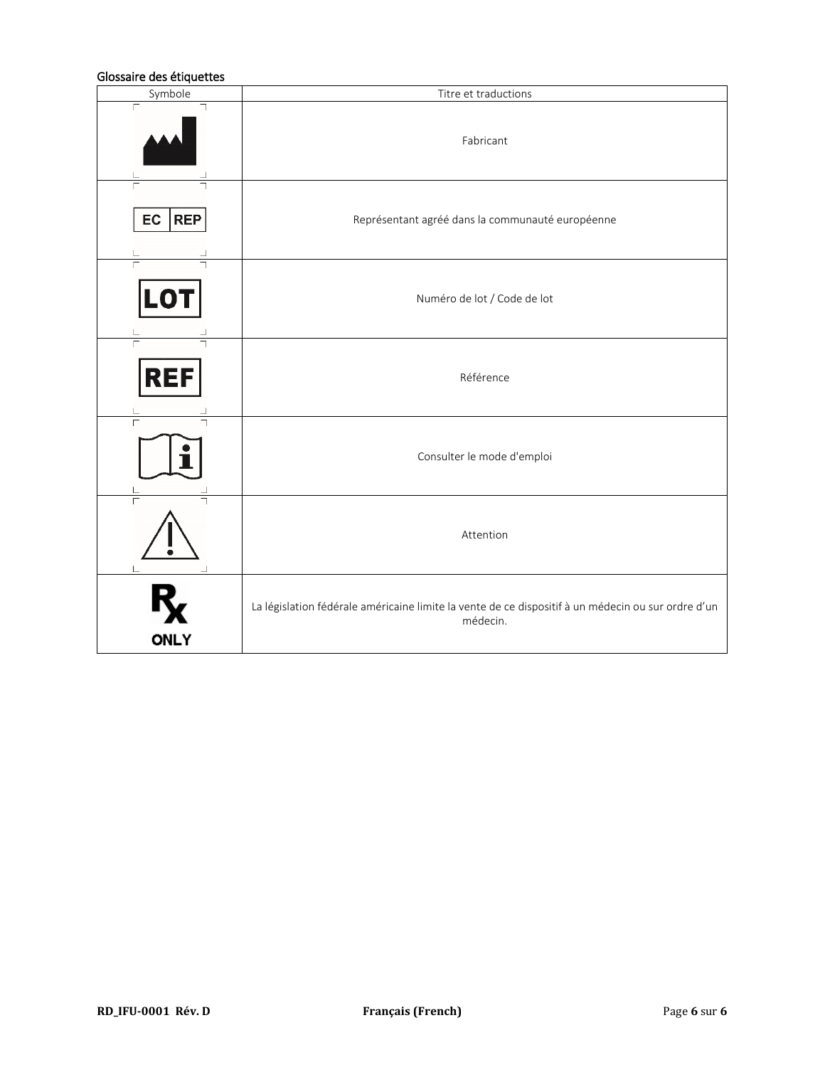## Glossaire des étiquettes

| Symbole | Titre et traductions |
|---|---|
| | Fabricant |
| EC REP | Représentant agréé dans la communauté européenne |
| LOT | Numéro de lot / Code de lot |
| REF | Référence |
| | Consulter le mode d'emploi |
| | Attention |
| Rx ONLY | La législation fédérale américaine limite la vente de ce dispositif à un médecin ou sur ordre d'un médecin. |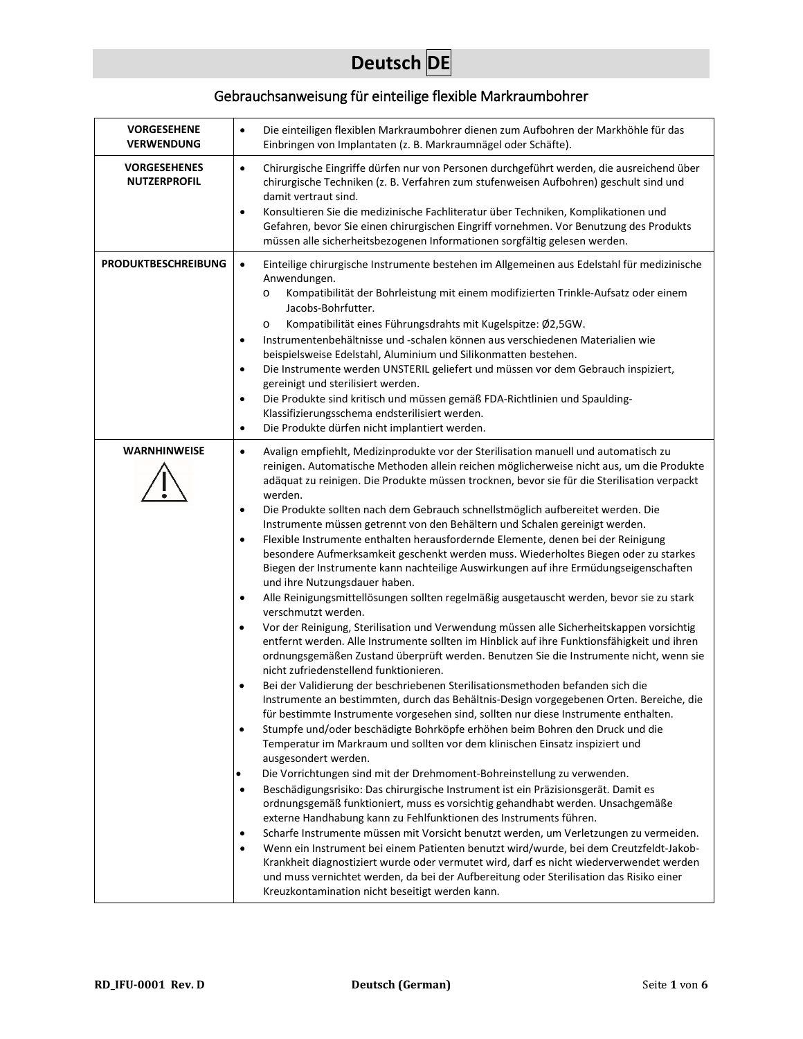# Deutsch DE

## Gebrauchsanweisung für einteilige flexible Markraumbohrer

| | |
|---|---|
| **VORGESEHENE VERWENDUNG** | • Die einteiligen flexiblen Markraumbohrer dienen zum Aufbohren der Markhöhle für das Einbringen von Implantaten (z. B. Markraumnägel oder Schäfte). |
| **VORGESEHENES NUTZERPROFIL** | • Chirurgische Eingriffe dürfen nur von Personen durchgeführt werden, die ausreichend über chirurgische Techniken (z. B. Verfahren zum stufenweisen Aufbohren) geschult sind und damit vertraut sind.<br>• Konsultieren Sie die medizinische Fachliteratur über Techniken, Komplikationen und Gefahren, bevor Sie einen chirurgischen Eingriff vornehmen. Vor Benutzung des Produkts müssen alle sicherheitsbezogenen Informationen sorgfältig gelesen werden. |
| **PRODUKTBESCHREIBUNG** | • Einteilige chirurgische Instrumente bestehen im Allgemeinen aus Edelstahl für medizinische Anwendungen.<br>o Kompatibilität der Bohrleistung mit einem modifizierten Trinkle-Aufsatz oder einem Jacobs-Bohrfutter.<br>o Kompatibilität eines Führungsdrahts mit Kugelspitze: Ø2,5GW.<br>• Instrumentenbehältnisse und -schalen können aus verschiedenen Materialien wie beispielsweise Edelstahl, Aluminium und Silikonmatten bestehen.<br>• Die Instrumente werden UNSTERIL geliefert und müssen vor dem Gebrauch inspiziert, gereinigt und sterilisiert werden.<br>• Die Produkte sind kritisch und müssen gemäß FDA-Richtlinien und Spaulding-Klassifizierungsschema endsterilisiert werden.<br>• Die Produkte dürfen nicht implantiert werden. |
| **WARNHINWEISE** | • Avalign empfiehlt, Medizinprodukte vor der Sterilisation manuell und automatisch zu reinigen. Automatische Methoden allein reichen möglicherweise nicht aus, um die Produkte adäquat zu reinigen. Die Produkte müssen trocknen, bevor sie für die Sterilisation verpackt werden.<br>• Die Produkte sollten nach dem Gebrauch schnellstmöglich aufbereitet werden. Die Instrumente müssen getrennt von den Behältern und Schalen gereinigt werden.<br>• Flexible Instrumente enthalten herausfordernde Elemente, denen bei der Reinigung besondere Aufmerksamkeit geschenkt werden muss. Wiederholtes Biegen oder zu starkes Biegen der Instrumente kann nachteilige Auswirkungen auf ihre Ermüdungseigenschaften und ihre Nutzungsdauer haben.<br>• Alle Reinigungsmittellösungen sollten regelmäßig ausgetauscht werden, bevor sie zu stark verschmutzt werden.<br>• Vor der Reinigung, Sterilisation und Verwendung müssen alle Sicherheitskappen vorsichtig entfernt werden. Alle Instrumente sollten im Hinblick auf ihre Funktionsfähigkeit und ihren ordnungsgemäßen Zustand überprüft werden. Benutzen Sie die Instrumente nicht, wenn sie nicht zufriedenstellend funktionieren.<br>• Bei der Validierung der beschriebenen Sterilisationsmethoden befanden sich die Instrumente an bestimmten, durch das Behältnis-Design vorgegebenen Orten. Bereiche, die für bestimmte Instrumente vorgesehen sind, sollten nur diese Instrumente enthalten.<br>• Stumpfe und/oder beschädigte Bohrköpfe erhöhen beim Bohren den Druck und die Temperatur im Markraum und sollten vor dem klinischen Einsatz inspiziert und ausgesondert werden.<br>• Die Vorrichtungen sind mit der Drehmoment-Bohreinstellung zu verwenden.<br>• Beschädigungsrisiko: Das chirurgische Instrument ist ein Präzisionsgerät. Damit es ordnungsgemäß funktioniert, muss es vorsichtig gehandhabt werden. Unsachgemäße externe Handhabung kann zu Fehlfunktionen des Instruments führen.<br>• Scharfe Instrumente müssen mit Vorsicht benutzt werden, um Verletzungen zu vermeiden.<br>• Wenn ein Instrument bei einem Patienten benutzt wird/wurde, bei dem Creutzfeldt-Jakob-Krankheit diagnostiziert wurde oder vermutet wird, darf es nicht wiederverwendet werden und muss vernichtet werden, da bei der Aufbereitung oder Sterilisation das Risiko einer Kreuzkontamination nicht beseitigt werden kann. |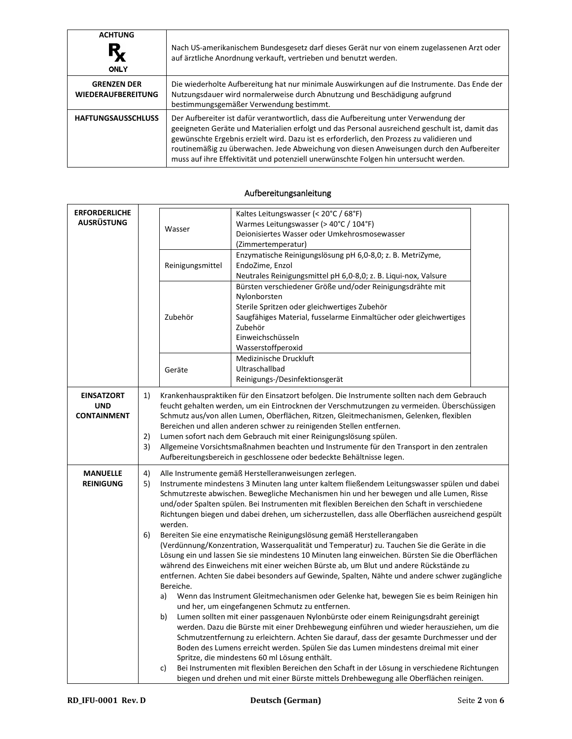| ACHTUNG<br>℞ ONLY | Nach US-amerikanischem Bundesgesetz darf dieses Gerät nur von einem zugelassenen Arzt oder auf ärztliche Anordnung verkauft, vertrieben und benutzt werden. |
|---|---|
| **GRENZEN DER WIEDERAUFBEREITUNG** | Die wiederholte Aufbereitung hat nur minimale Auswirkungen auf die Instrumente. Das Ende der Nutzungsdauer wird normalerweise durch Abnutzung und Beschädigung aufgrund bestimmungsgemäßer Verwendung bestimmt. |
| **HAFTUNGSAUSSCHLUSS** | Der Aufbereiter ist dafür verantwortlich, dass die Aufbereitung unter Verwendung der geeigneten Geräte und Materialien erfolgt und das Personal ausreichend geschult ist, damit das gewünschte Ergebnis erzielt wird. Dazu ist es erforderlich, den Prozess zu validieren und routinemäßig zu überwachen. Jede Abweichung von diesen Anweisungen durch den Aufbereiter muss auf ihre Effektivität und potenziell unerwünschte Folgen hin untersucht werden. |

## Aufbereitungsanleitung

**ERFORDERLICHE AUSRÜSTUNG**

| | |
|---|---|
| Wasser | Kaltes Leitungswasser (< 20°C / 68°F)<br>Warmes Leitungswasser (> 40°C / 104°F)<br>Deionisiertes Wasser oder Umkehrosmosewasser (Zimmertemperatur) |
| Reinigungsmittel | Enzymatische Reinigungslösung pH 6,0-8,0; z. B. MetriZyme, EndoZime, Enzol<br>Neutrales Reinigungsmittel pH 6,0-8,0; z. B. Liqui-nox, Valsure |
| Zubehör | Bürsten verschiedener Größe und/oder Reinigungsdrähte mit Nylonborsten<br>Sterile Spritzen oder gleichwertiges Zubehör<br>Saugfähiges Material, fusselarme Einmaltücher oder gleichwertiges Zubehör<br>Einweichschüsseln<br>Wasserstoffperoxid |
| Geräte | Medizinische Druckluft<br>Ultraschallbad<br>Reinigungs-/Desinfektionsgerät |

**EINSATZORT UND CONTAINMENT**

1) Krankenhauspraktiken für den Einsatzort befolgen. Die Instrumente sollten nach dem Gebrauch feucht gehalten werden, um ein Eintrocknen der Verschmutzungen zu vermeiden. Überschüssigen Schmutz aus/von allen Lumen, Oberflächen, Ritzen, Gleitmechanismen, Gelenken, flexiblen Bereichen und allen anderen schwer zu reinigenden Stellen entfernen.
2) Lumen sofort nach dem Gebrauch mit einer Reinigungslösung spülen.
3) Allgemeine Vorsichtsmaßnahmen beachten und Instrumente für den Transport in den zentralen Aufbereitungsbereich in geschlossene oder bedeckte Behältnisse legen.

**MANUELLE REINIGUNG**

4) Alle Instrumente gemäß Herstelleranweisungen zerlegen.
5) Instrumente mindestens 3 Minuten lang unter kaltem fließendem Leitungswasser spülen und dabei Schmutzreste abwischen. Bewegliche Mechanismen hin und her bewegen und alle Lumen, Risse und/oder Spalten spülen. Bei Instrumenten mit flexiblen Bereichen den Schaft in verschiedene Richtungen biegen und dabei drehen, um sicherzustellen, dass alle Oberflächen ausreichend gespült werden.
6) Bereiten Sie eine enzymatische Reinigungslösung gemäß Herstellerangaben (Verdünnung/Konzentration, Wasserqualität und Temperatur) zu. Tauchen Sie die Geräte in die Lösung ein und lassen Sie sie mindestens 10 Minuten lang einweichen. Bürsten Sie die Oberflächen während des Einweichens mit einer weichen Bürste ab, um Blut und andere Rückstände zu entfernen. Achten Sie dabei besonders auf Gewinde, Spalten, Nähte und andere schwer zugängliche Bereiche.
   a) Wenn das Instrument Gleitmechanismen oder Gelenke hat, bewegen Sie es beim Reinigen hin und her, um eingefangenen Schmutz zu entfernen.
   b) Lumen sollten mit einer passgenauen Nylonbürste oder einem Reinigungsdraht gereinigt werden. Dazu die Bürste mit einer Drehbewegung einführen und wieder herausziehen, um die Schmutzentfernung zu erleichtern. Achten Sie darauf, dass der gesamte Durchmesser und der Boden des Lumens erreicht werden. Spülen Sie das Lumen mindestens dreimal mit einer Spritze, die mindestens 60 ml Lösung enthält.
   c) Bei Instrumenten mit flexiblen Bereichen den Schaft in der Lösung in verschiedene Richtungen biegen und drehen und mit einer Bürste mittels Drehbewegung alle Oberflächen reinigen.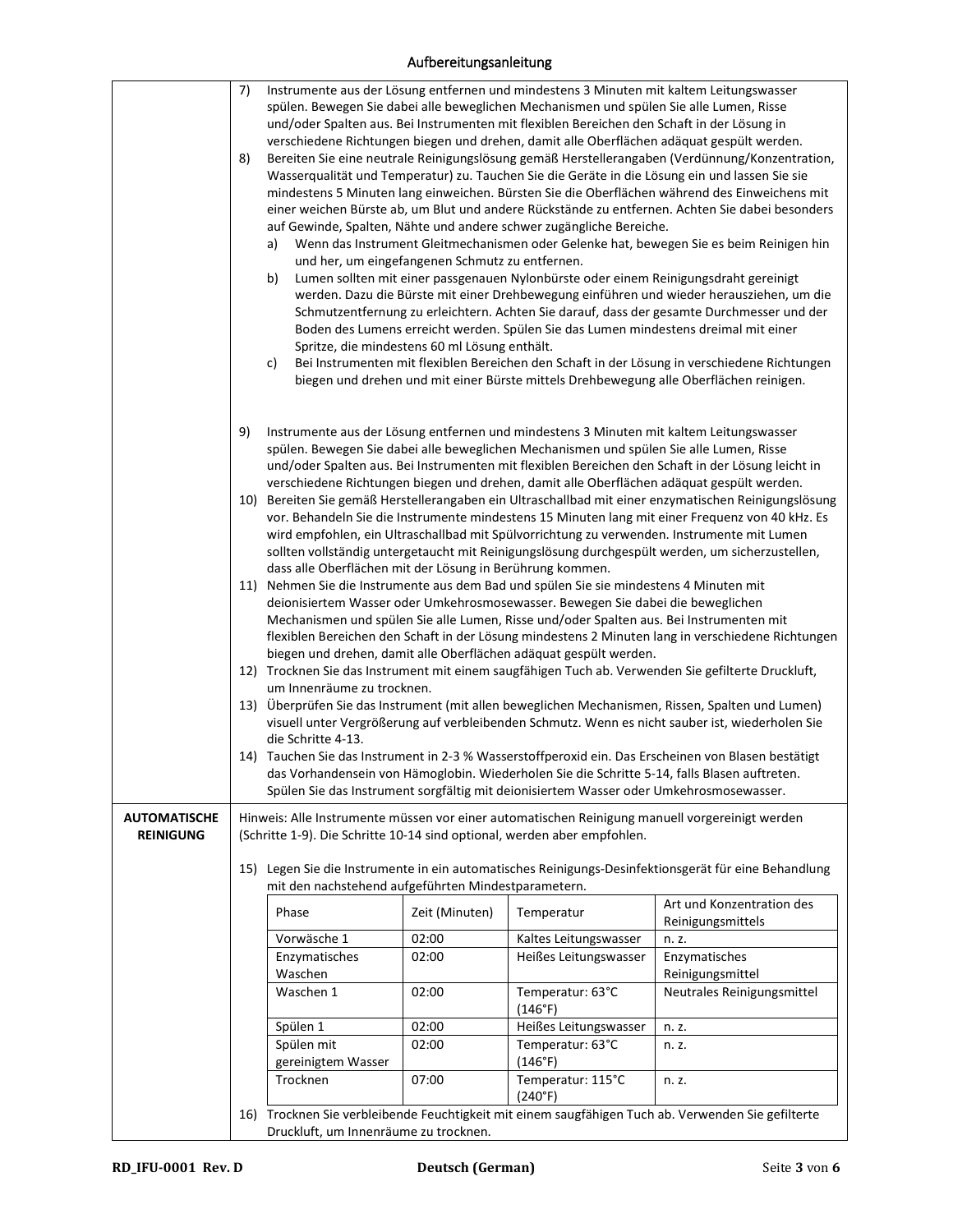7) Instrumente aus der Lösung entfernen und mindestens 3 Minuten mit kaltem Leitungswasser spülen. Bewegen Sie dabei alle beweglichen Mechanismen und spülen Sie alle Lumen, Risse und/oder Spalten aus. Bei Instrumenten mit flexiblen Bereichen den Schaft in der Lösung in verschiedene Richtungen biegen und drehen, damit alle Oberflächen adäquat gespült werden.
8) Bereiten Sie eine neutrale Reinigungslösung gemäß Herstellerangaben (Verdünnung/Konzentration, Wasserqualität und Temperatur) zu. Tauchen Sie die Geräte in die Lösung ein und lassen Sie sie mindestens 5 Minuten lang einweichen. Bürsten Sie die Oberflächen während des Einweichens mit einer weichen Bürste ab, um Blut und andere Rückstände zu entfernen. Achten Sie dabei besonders auf Gewinde, Spalten, Nähte und andere schwer zugängliche Bereiche.
   a) Wenn das Instrument Gleitmechanismen oder Gelenke hat, bewegen Sie es beim Reinigen hin und her, um eingefangenen Schmutz zu entfernen.
   b) Lumen sollten mit einer passgenauen Nylonbürste oder einem Reinigungsdraht gereinigt werden. Dazu die Bürste mit einer Drehbewegung einführen und wieder herausziehen, um die Schmutzentfernung zu erleichtern. Achten Sie darauf, dass der gesamte Durchmesser und der Boden des Lumens erreicht werden. Spülen Sie das Lumen mindestens dreimal mit einer Spritze, die mindestens 60 ml Lösung enthält.
   c) Bei Instrumenten mit flexiblen Bereichen den Schaft in der Lösung in verschiedene Richtungen biegen und drehen und mit einer Bürste mittels Drehbewegung alle Oberflächen reinigen.

9) Instrumente aus der Lösung entfernen und mindestens 3 Minuten mit kaltem Leitungswasser spülen. Bewegen Sie dabei alle beweglichen Mechanismen und spülen Sie alle Lumen, Risse und/oder Spalten aus. Bei Instrumenten mit flexiblen Bereichen den Schaft in der Lösung leicht in verschiedene Richtungen biegen und drehen, damit alle Oberflächen adäquat gespült werden.
10) Bereiten Sie gemäß Herstellerangaben ein Ultraschallbad mit einer enzymatischen Reinigungslösung vor. Behandeln Sie die Instrumente mindestens 15 Minuten lang mit einer Frequenz von 40 kHz. Es wird empfohlen, ein Ultraschallbad mit Spülvorrichtung zu verwenden. Instrumente mit Lumen sollten vollständig untergetaucht mit Reinigungslösung durchgespült werden, um sicherzustellen, dass alle Oberflächen mit der Lösung in Berührung kommen.
11) Nehmen Sie die Instrumente aus dem Bad und spülen Sie sie mindestens 4 Minuten mit deionisiertem Wasser oder Umkehrosmosewasser. Bewegen Sie dabei die beweglichen Mechanismen und spülen Sie alle Lumen, Risse und/oder Spalten aus. Bei Instrumenten mit flexiblen Bereichen den Schaft in der Lösung mindestens 2 Minuten lang in verschiedene Richtungen biegen und drehen, damit alle Oberflächen adäquat gespült werden.
12) Trocknen Sie das Instrument mit einem saugfähigen Tuch ab. Verwenden Sie gefilterte Druckluft, um Innenräume zu trocknen.
13) Überprüfen Sie das Instrument (mit allen beweglichen Mechanismen, Rissen, Spalten und Lumen) visuell unter Vergrößerung auf verbleibenden Schmutz. Wenn es nicht sauber ist, wiederholen Sie die Schritte 4-13.
14) Tauchen Sie das Instrument in 2-3 % Wasserstoffperoxid ein. Das Erscheinen von Blasen bestätigt das Vorhandensein von Hämoglobin. Wiederholen Sie die Schritte 5-14, falls Blasen auftreten. Spülen Sie das Instrument sorgfältig mit deionisiertem Wasser oder Umkehrosmosewasser.

**AUTOMATISCHE REINIGUNG**

Hinweis: Alle Instrumente müssen vor einer automatischen Reinigung manuell vorgereinigt werden (Schritte 1-9). Die Schritte 10-14 sind optional, werden aber empfohlen.

15) Legen Sie die Instrumente in ein automatisches Reinigungs-Desinfektionsgerät für eine Behandlung mit den nachstehend aufgeführten Mindestparametern.

| Phase | Zeit (Minuten) | Temperatur | Art und Konzentration des Reinigungsmittels |
|---|---|---|---|
| Vorwäsche 1 | 02:00 | Kaltes Leitungswasser | n. z. |
| Enzymatisches Waschen | 02:00 | Heißes Leitungswasser | Enzymatisches Reinigungsmittel |
| Waschen 1 | 02:00 | Temperatur: 63°C (146°F) | Neutrales Reinigungsmittel |
| Spülen 1 | 02:00 | Heißes Leitungswasser | n. z. |
| Spülen mit gereinigtem Wasser | 02:00 | Temperatur: 63°C (146°F) | n. z. |
| Trocknen | 07:00 | Temperatur: 115°C (240°F) | n. z. |

16) Trocknen Sie verbleibende Feuchtigkeit mit einem saugfähigen Tuch ab. Verwenden Sie gefilterte Druckluft, um Innenräume zu trocknen.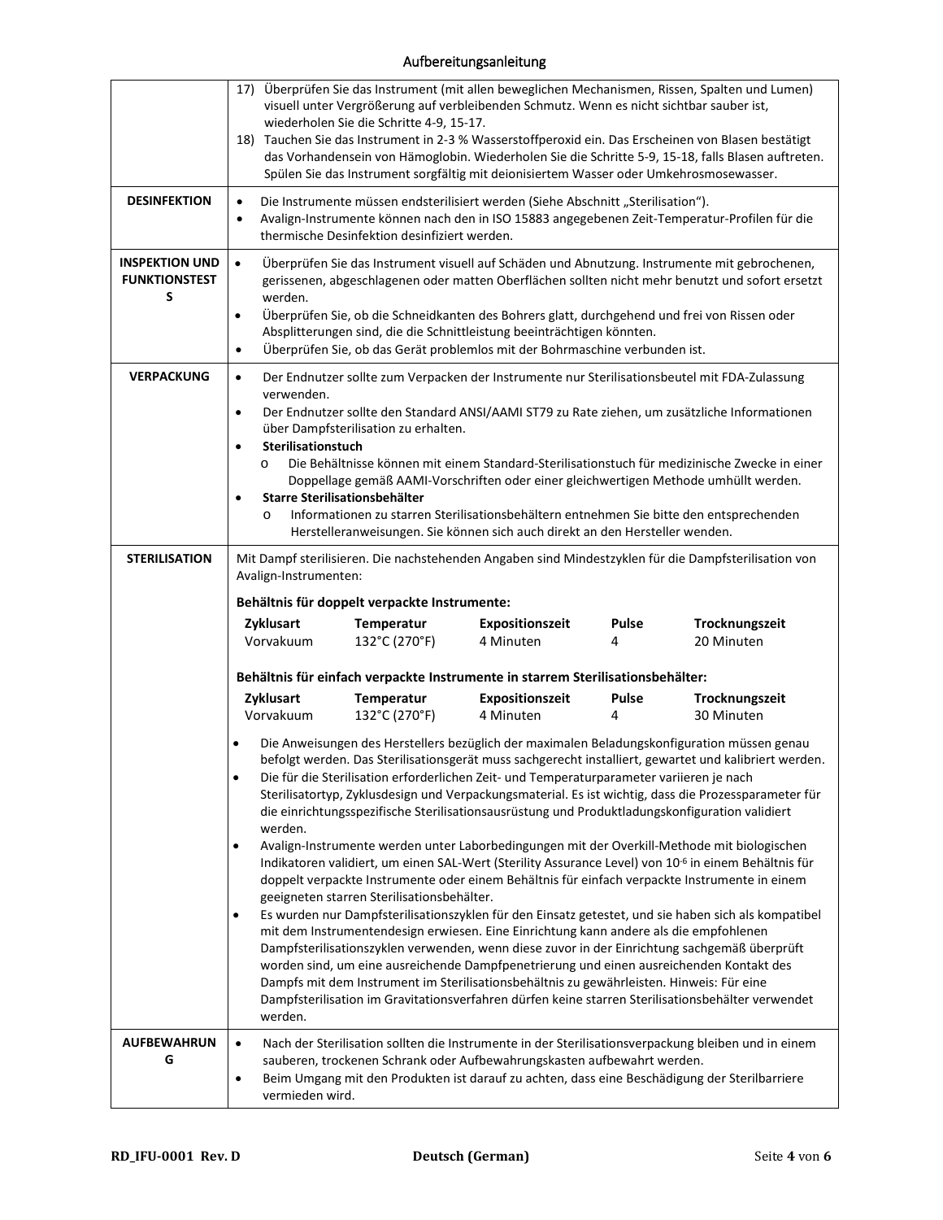| | |
|---|---|
| | 17) Überprüfen Sie das Instrument (mit allen beweglichen Mechanismen, Rissen, Spalten und Lumen) visuell unter Vergrößerung auf verbleibenden Schmutz. Wenn es nicht sichtbar sauber ist, wiederholen Sie die Schritte 4-9, 15-17.<br>18) Tauchen Sie das Instrument in 2-3 % Wasserstoffperoxid ein. Das Erscheinen von Blasen bestätigt das Vorhandensein von Hämoglobin. Wiederholen Sie die Schritte 5-9, 15-18, falls Blasen auftreten. Spülen Sie das Instrument sorgfältig mit deionisiertem Wasser oder Umkehrosmosewasser. |
| **DESINFEKTION** | • Die Instrumente müssen endsterilisiert werden (Siehe Abschnitt „Sterilisation").<br>• Avalign-Instrumente können nach den in ISO 15883 angegebenen Zeit-Temperatur-Profilen für die thermische Desinfektion desinfiziert werden. |
| **INSPEKTION UND FUNKTIONSTESTS** | • Überprüfen Sie das Instrument visuell auf Schäden und Abnutzung. Instrumente mit gebrochenen, gerissenen, abgeschlagenen oder matten Oberflächen sollten nicht mehr benutzt und sofort ersetzt werden.<br>• Überprüfen Sie, ob die Schneidkanten des Bohrers glatt, durchgehend und frei von Rissen oder Absplitterungen sind, die die Schnittleistung beeinträchtigen könnten.<br>• Überprüfen Sie, ob das Gerät problemlos mit der Bohrmaschine verbunden ist. |
| **VERPACKUNG** | • Der Endnutzer sollte zum Verpacken der Instrumente nur Sterilisationsbeutel mit FDA-Zulassung verwenden.<br>• Der Endnutzer sollte den Standard ANSI/AAMI ST79 zu Rate ziehen, um zusätzliche Informationen über Dampfsterilisation zu erhalten.<br>• **Sterilisationstuch**<br>&nbsp;&nbsp;o Die Behältnisse können mit einem Standard-Sterilisationstuch für medizinische Zwecke in einer Doppellage gemäß AAMI-Vorschriften oder einer gleichwertigen Methode umhüllt werden.<br>• **Starre Sterilisationsbehälter**<br>&nbsp;&nbsp;o Informationen zu starren Sterilisationsbehältern entnehmen Sie bitte den entsprechenden Herstelleranweisungen. Sie können sich auch direkt an den Hersteller wenden. |
| **STERILISATION** | Mit Dampf sterilisieren. Die nachstehenden Angaben sind Mindestzyklen für die Dampfsterilisation von Avalign-Instrumenten:<br><br>**Behältnis für doppelt verpackte Instrumente:**<br>**Zyklusart**: Vorvakuum; **Temperatur**: 132°C (270°F); **Expositionszeit**: 4 Minuten; **Pulse**: 4; **Trocknungszeit**: 20 Minuten<br><br>**Behältnis für einfach verpackte Instrumente in starrem Sterilisationsbehälter:**<br>**Zyklusart**: Vorvakuum; **Temperatur**: 132°C (270°F); **Expositionszeit**: 4 Minuten; **Pulse**: 4; **Trocknungszeit**: 30 Minuten<br><br>• Die Anweisungen des Herstellers bezüglich der maximalen Beladungskonfiguration müssen genau befolgt werden. Das Sterilisationsgerät muss sachgerecht installiert, gewartet und kalibriert werden.<br>• Die für die Sterilisation erforderlichen Zeit- und Temperaturparameter variieren je nach Sterilisatortyp, Zyklusdesign und Verpackungsmaterial. Es ist wichtig, dass die Prozessparameter für die einrichtungsspezifische Sterilisationsausrüstung und Produktladungskonfiguration validiert werden.<br>• Avalign-Instrumente werden unter Laborbedingungen mit der Overkill-Methode mit biologischen Indikatoren validiert, um einen SAL-Wert (Sterility Assurance Level) von $10^{-6}$ in einem Behältnis für doppelt verpackte Instrumente oder einem Behältnis für einfach verpackte Instrumente in einem geeigneten starren Sterilisationsbehälter.<br>• Es wurden nur Dampfsterilisationszyklen für den Einsatz getestet, und sie haben sich als kompatibel mit dem Instrumentendesign erwiesen. Eine Einrichtung kann andere als die empfohlenen Dampfsterilisationszyklen verwenden, wenn diese zuvor in der Einrichtung sachgemäß überprüft worden sind, um eine ausreichende Dampfpenetrierung und einen ausreichenden Kontakt des Dampfs mit dem Instrument im Sterilisationsbehältnis zu gewährleisten. Hinweis: Für eine Dampfsterilisation im Gravitationsverfahren dürfen keine starren Sterilisationsbehälter verwendet werden. |
| **AUFBEWAHRUNG** | • Nach der Sterilisation sollten die Instrumente in der Sterilisationsverpackung bleiben und in einem sauberen, trockenen Schrank oder Aufbewahrungskasten aufbewahrt werden.<br>• Beim Umgang mit den Produkten ist darauf zu achten, dass eine Beschädigung der Sterilbarriere vermieden wird. |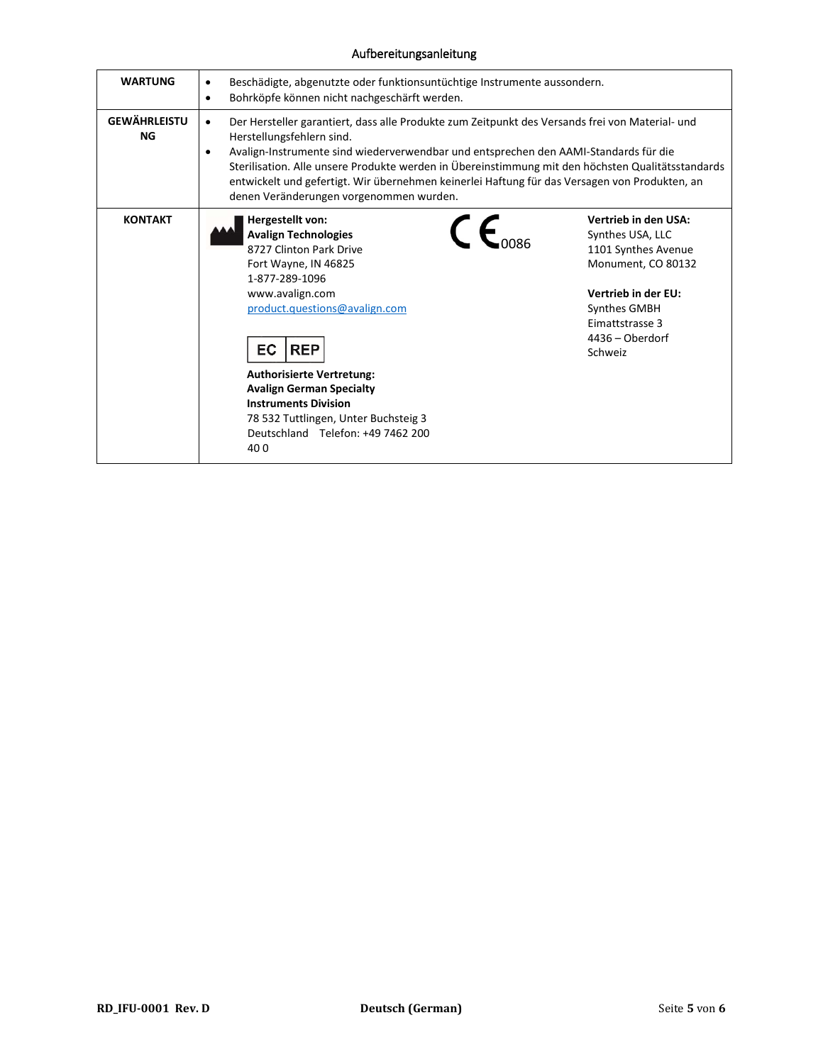| | |
|---|---|
| **WARTUNG** | • Beschädigte, abgenutzte oder funktionsuntüchtige Instrumente aussondern.<br>• Bohrköpfe können nicht nachgeschärft werden. |
| **GEWÄHRLEISTUNG** | • Der Hersteller garantiert, dass alle Produkte zum Zeitpunkt des Versands frei von Material- und Herstellungsfehlern sind.<br>• Avalign-Instrumente sind wiederverwendbar und entsprechen den AAMI-Standards für die Sterilisation. Alle unsere Produkte werden in Übereinstimmung mit den höchsten Qualitätsstandards entwickelt und gefertigt. Wir übernehmen keinerlei Haftung für das Versagen von Produkten, an denen Veränderungen vorgenommen wurden. |
| **KONTAKT** | **Hergestellt von:**<br>**Avalign Technologies**<br>8727 Clinton Park Drive<br>Fort Wayne, IN 46825<br>1-877-289-1096<br>www.avalign.com<br>product.questions@avalign.com<br><br>EC REP<br>**Authorisierte Vertretung:**<br>**Avalign German Specialty Instruments Division**<br>78 532 Tuttlingen, Unter Buchsteig 3<br>Deutschland Telefon: +49 7462 200 40 0<br><br>CE 0086<br><br>**Vertrieb in den USA:**<br>Synthes USA, LLC<br>1101 Synthes Avenue<br>Monument, CO 80132<br><br>**Vertrieb in der EU:**<br>Synthes GMBH<br>Eimattstrasse 3<br>4436 – Oberdorf<br>Schweiz |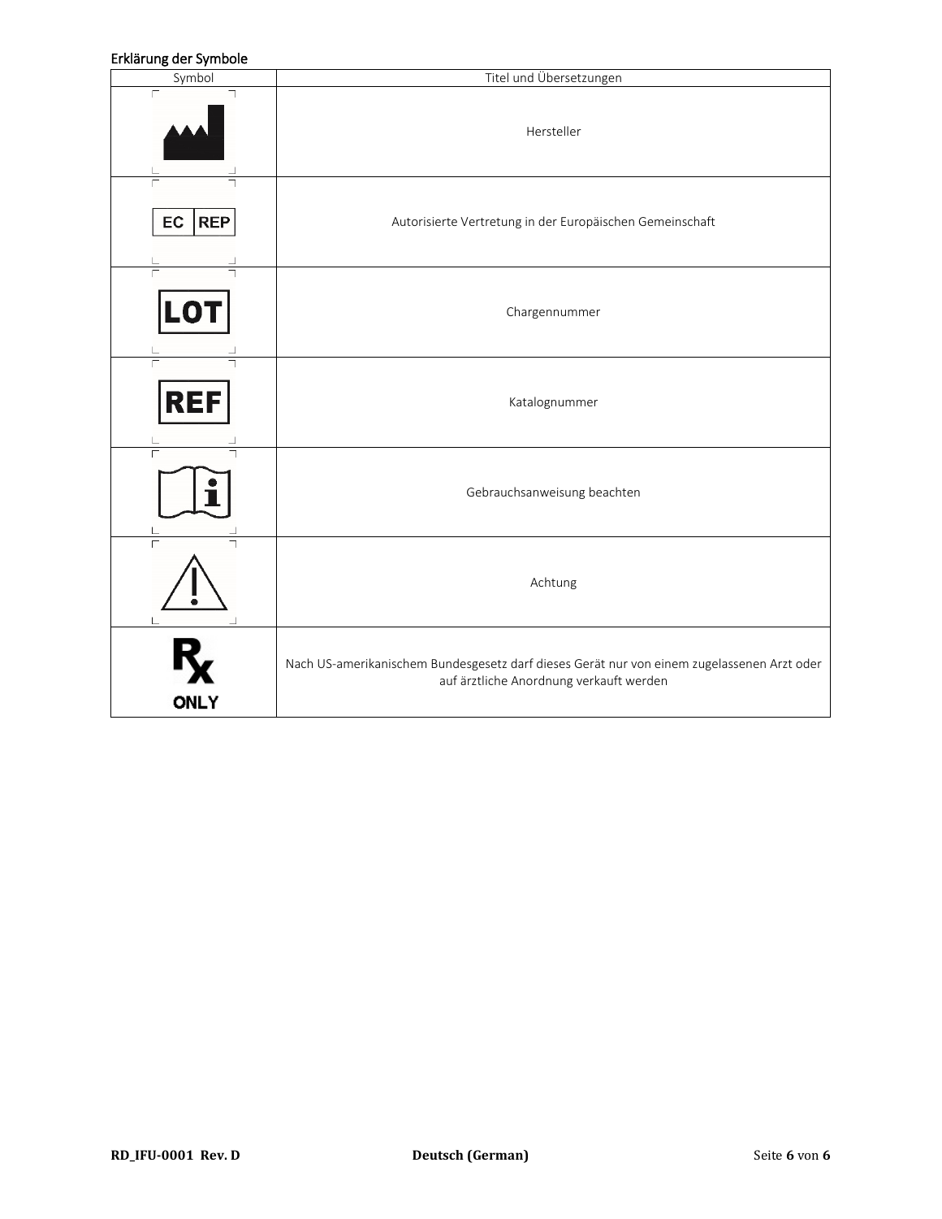## Erklärung der Symbole

| Symbol | Titel und Übersetzungen |
| --- | --- |
| | Hersteller |
| EC REP | Autorisierte Vertretung in der Europäischen Gemeinschaft |
| LOT | Chargennummer |
| REF | Katalognummer |
| | Gebrauchsanweisung beachten |
| | Achtung |
| Rx ONLY | Nach US-amerikanischem Bundesgesetz darf dieses Gerät nur von einem zugelassenen Arzt oder auf ärztliche Anordnung verkauft werden |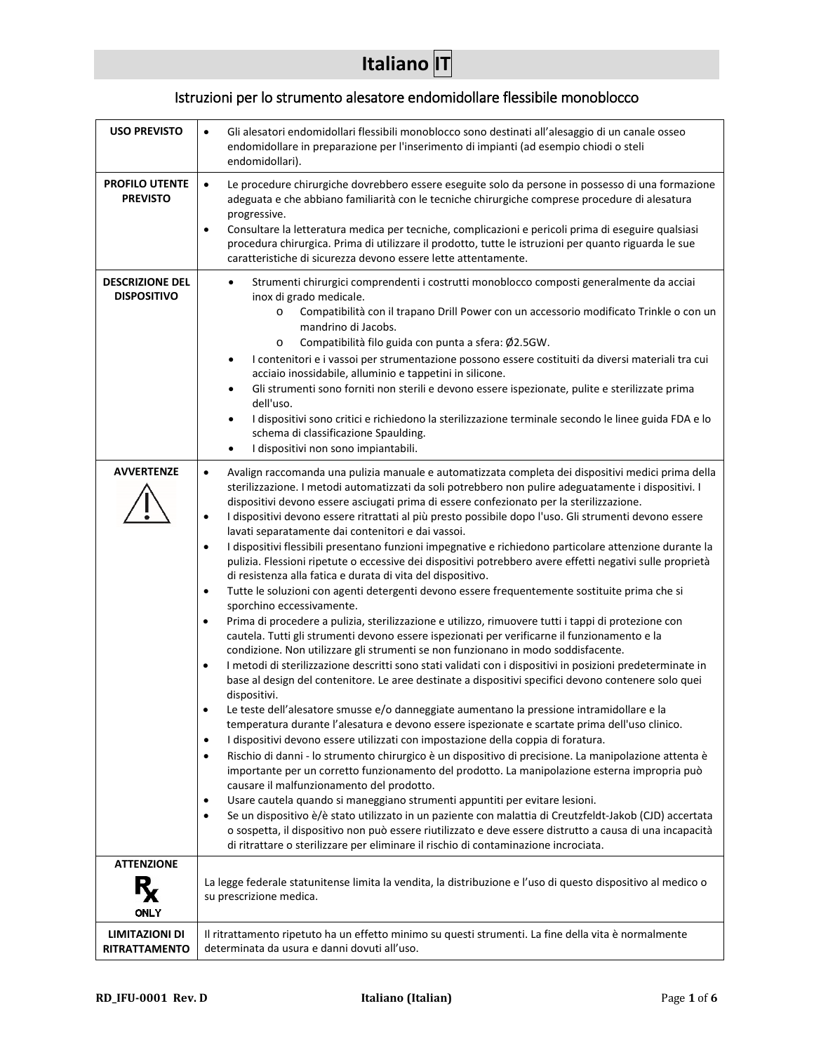# Italiano IT

## Istruzioni per lo strumento alesatore endomidollare flessibile monoblocco

| | |
|---|---|
| **USO PREVISTO** | • Gli alesatori endomidollari flessibili monoblocco sono destinati all'alesaggio di un canale osseo endomidollare in preparazione per l'inserimento di impianti (ad esempio chiodi o steli endomidollari). |
| **PROFILO UTENTE PREVISTO** | • Le procedure chirurgiche dovrebbero essere eseguite solo da persone in possesso di una formazione adeguata e che abbiano familiarità con le tecniche chirurgiche comprese procedure di alesatura progressive.<br>• Consultare la letteratura medica per tecniche, complicazioni e pericoli prima di eseguire qualsiasi procedura chirurgica. Prima di utilizzare il prodotto, tutte le istruzioni per quanto riguarda le sue caratteristiche di sicurezza devono essere lette attentamente. |
| **DESCRIZIONE DEL DISPOSITIVO** | • Strumenti chirurgici comprendenti i costrutti monoblocco composti generalmente da acciai inox di grado medicale.<br>  o Compatibilità con il trapano Drill Power con un accessorio modificato Trinkle o con un mandrino di Jacobs.<br>  o Compatibilità filo guida con punta a sfera: Ø2.5GW.<br>• I contenitori e i vassoi per strumentazione possono essere costituiti da diversi materiali tra cui acciaio inossidabile, alluminio e tappetini in silicone.<br>• Gli strumenti sono forniti non sterili e devono essere ispezionate, pulite e sterilizzate prima dell'uso.<br>• I dispositivi sono critici e richiedono la sterilizzazione terminale secondo le linee guida FDA e lo schema di classificazione Spaulding.<br>• I dispositivi non sono impiantabili. |
| **AVVERTENZE** | • Avalign raccomanda una pulizia manuale e automatizzata completa dei dispositivi medici prima della sterilizzazione. I metodi automatizzati da soli potrebbero non pulire adeguatamente i dispositivi. I dispositivi devono essere asciugati prima di essere confezionato per la sterilizzazione.<br>• I dispositivi devono essere ritrattati al più presto possibile dopo l'uso. Gli strumenti devono essere lavati separatamente dai contenitori e dai vassoi.<br>• I dispositivi flessibili presentano funzioni impegnative e richiedono particolare attenzione durante la pulizia. Flessioni ripetute o eccessive dei dispositivi potrebbero avere effetti negativi sulle proprietà di resistenza alla fatica e durata di vita del dispositivo.<br>• Tutte le soluzioni con agenti detergenti devono essere frequentemente sostituite prima che si sporchino eccessivamente.<br>• Prima di procedere a pulizia, sterilizzazione e utilizzo, rimuovere tutti i tappi di protezione con cautela. Tutti gli strumenti devono essere ispezionati per verificarne il funzionamento e la condizione. Non utilizzare gli strumenti se non funzionano in modo soddisfacente.<br>• I metodi di sterilizzazione descritti sono stati validati con i dispositivi in posizioni predeterminate in base al design del contenitore. Le aree destinate a dispositivi specifici devono contenere solo quei dispositivi.<br>• Le teste dell'alesatore smusse e/o danneggiate aumentano la pressione intramidollare e la temperatura durante l'alesatura e devono essere ispezionate e scartate prima dell'uso clinico.<br>• I dispositivi devono essere utilizzati con impostazione della coppia di foratura.<br>• Rischio di danni - lo strumento chirurgico è un dispositivo di precisione. La manipolazione attenta è importante per un corretto funzionamento del prodotto. La manipolazione esterna impropria può causare il malfunzionamento del prodotto.<br>• Usare cautela quando si maneggiano strumenti appuntiti per evitare lesioni.<br>• Se un dispositivo è/è stato utilizzato in un paziente con malattia di Creutzfeldt-Jakob (CJD) accertata o sospetta, il dispositivo non può essere riutilizzato e deve essere distrutto a causa di una incapacità di ritrattare o sterilizzare per eliminare il rischio di contaminazione incrociata. |
| **ATTENZIONE**<br>Rx ONLY | La legge federale statunitense limita la vendita, la distribuzione e l'uso di questo dispositivo al medico o su prescrizione medica. |
| **LIMITAZIONI DI RITRATTAMENTO** | Il ritrattamento ripetuto ha un effetto minimo su questi strumenti. La fine della vita è normalmente determinata da usura e danni dovuti all'uso. |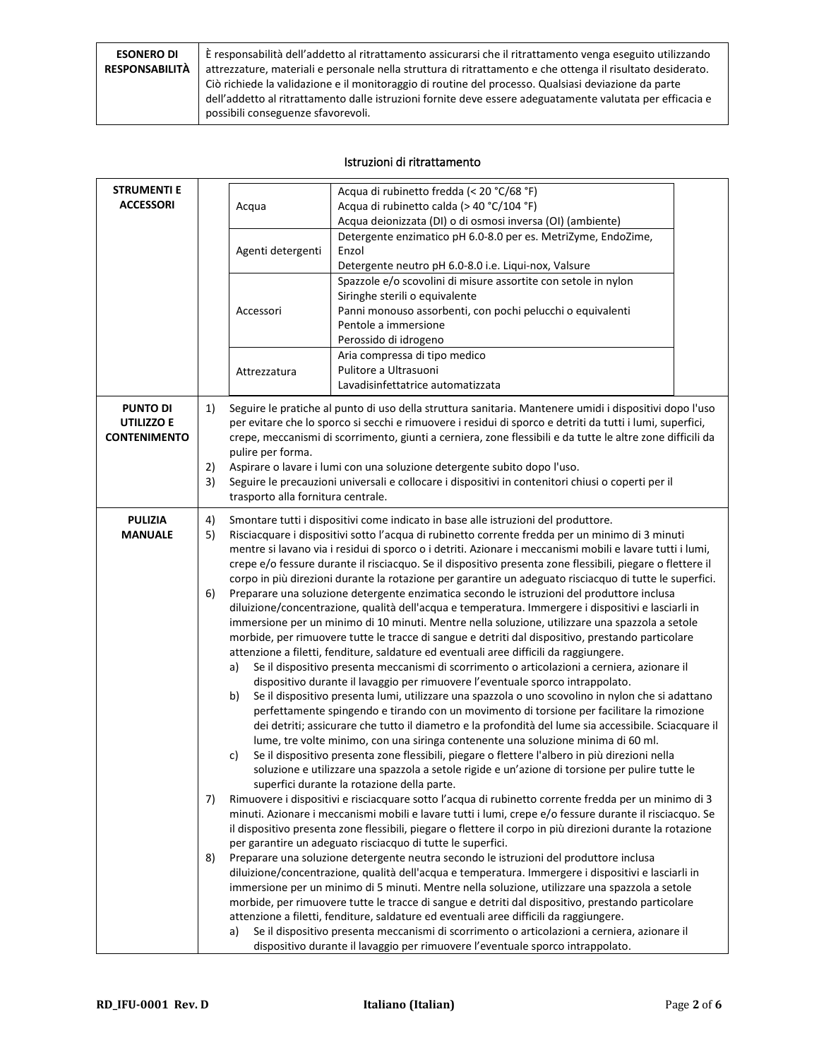| ESONERO DI RESPONSABILITÀ | È responsabilità dell'addetto al ritrattamento assicurarsi che il ritrattamento venga eseguito utilizzando attrezzature, materiali e personale nella struttura di ritrattamento e che ottenga il risultato desiderato. Ciò richiede la validazione e il monitoraggio di routine del processo. Qualsiasi deviazione da parte dell'addetto al ritrattamento dalle istruzioni fornite deve essere adeguatamente valutata per efficacia e possibili conseguenze sfavorevoli. |
|---|---|

## Istruzioni di ritrattamento

**STRUMENTI E ACCESSORI**

| | |
|---|---|
| Acqua | Acqua di rubinetto fredda (< 20 °C/68 °F)<br>Acqua di rubinetto calda (> 40 °C/104 °F)<br>Acqua deionizzata (DI) o di osmosi inversa (OI) (ambiente) |
| Agenti detergenti | Detergente enzimatico pH 6.0-8.0 per es. MetriZyme, EndoZime, Enzol<br>Detergente neutro pH 6.0-8.0 i.e. Liqui-nox, Valsure |
| Accessori | Spazzole e/o scovolini di misure assortite con setole in nylon<br>Siringhe sterili o equivalente<br>Panni monouso assorbenti, con pochi pelucchi o equivalenti<br>Pentole a immersione<br>Perossido di idrogeno |
| Attrezzatura | Aria compressa di tipo medico<br>Pulitore a Ultrasuoni<br>Lavadisinfettatrice automatizzata |

**PUNTO DI UTILIZZO E CONTENIMENTO**

1) Seguire le pratiche al punto di uso della struttura sanitaria. Mantenere umidi i dispositivi dopo l'uso per evitare che lo sporco si secchi e rimuovere i residui di sporco e detriti da tutti i lumi, superfici, crepe, meccanismi di scorrimento, giunti a cerniera, zone flessibili e da tutte le altre zone difficili da pulire per forma.
2) Aspirare o lavare i lumi con una soluzione detergente subito dopo l'uso.
3) Seguire le precauzioni universali e collocare i dispositivi in contenitori chiusi o coperti per il trasporto alla fornitura centrale.

**PULIZIA MANUALE**

4) Smontare tutti i dispositivi come indicato in base alle istruzioni del produttore.
5) Risciacquare i dispositivi sotto l'acqua di rubinetto corrente fredda per un minimo di 3 minuti mentre si lavano via i residui di sporco o i detriti. Azionare i meccanismi mobili e lavare tutti i lumi, crepe e/o fessure durante il risciacquo. Se il dispositivo presenta zone flessibili, piegare o flettere il corpo in più direzioni durante la rotazione per garantire un adeguato risciacquo di tutte le superfici.
6) Preparare una soluzione detergente enzimatica secondo le istruzioni del produttore inclusa diluizione/concentrazione, qualità dell'acqua e temperatura. Immergere i dispositivi e lasciarli in immersione per un minimo di 10 minuti. Mentre nella soluzione, utilizzare una spazzola a setole morbide, per rimuovere tutte le tracce di sangue e detriti dal dispositivo, prestando particolare attenzione a filetti, fenditure, saldature ed eventuali aree difficili da raggiungere.
   a) Se il dispositivo presenta meccanismi di scorrimento o articolazioni a cerniera, azionare il dispositivo durante il lavaggio per rimuovere l'eventuale sporco intrappolato.
   b) Se il dispositivo presenta lumi, utilizzare una spazzola o uno scovolino in nylon che si adattano perfettamente spingendo e tirando con un movimento di torsione per facilitare la rimozione dei detriti; assicurare che tutto il diametro e la profondità del lume sia accessibile. Sciacquare il lume, tre volte minimo, con una siringa contenente una soluzione minima di 60 ml.
   c) Se il dispositivo presenta zone flessibili, piegare o flettere l'albero in più direzioni nella soluzione e utilizzare una spazzola a setole rigide e un'azione di torsione per pulire tutte le superfici durante la rotazione della parte.
7) Rimuovere i dispositivi e risciacquare sotto l'acqua di rubinetto corrente fredda per un minimo di 3 minuti. Azionare i meccanismi mobili e lavare tutti i lumi, crepe e/o fessure durante il risciacquo. Se il dispositivo presenta zone flessibili, piegare o flettere il corpo in più direzioni durante la rotazione per garantire un adeguato risciacquo di tutte le superfici.
8) Preparare una soluzione detergente neutra secondo le istruzioni del produttore inclusa diluizione/concentrazione, qualità dell'acqua e temperatura. Immergere i dispositivi e lasciarli in immersione per un minimo di 5 minuti. Mentre nella soluzione, utilizzare una spazzola a setole morbide, per rimuovere tutte le tracce di sangue e detriti dal dispositivo, prestando particolare attenzione a filetti, fenditure, saldature ed eventuali aree difficili da raggiungere.
   a) Se il dispositivo presenta meccanismi di scorrimento o articolazioni a cerniera, azionare il dispositivo durante il lavaggio per rimuovere l'eventuale sporco intrappolato.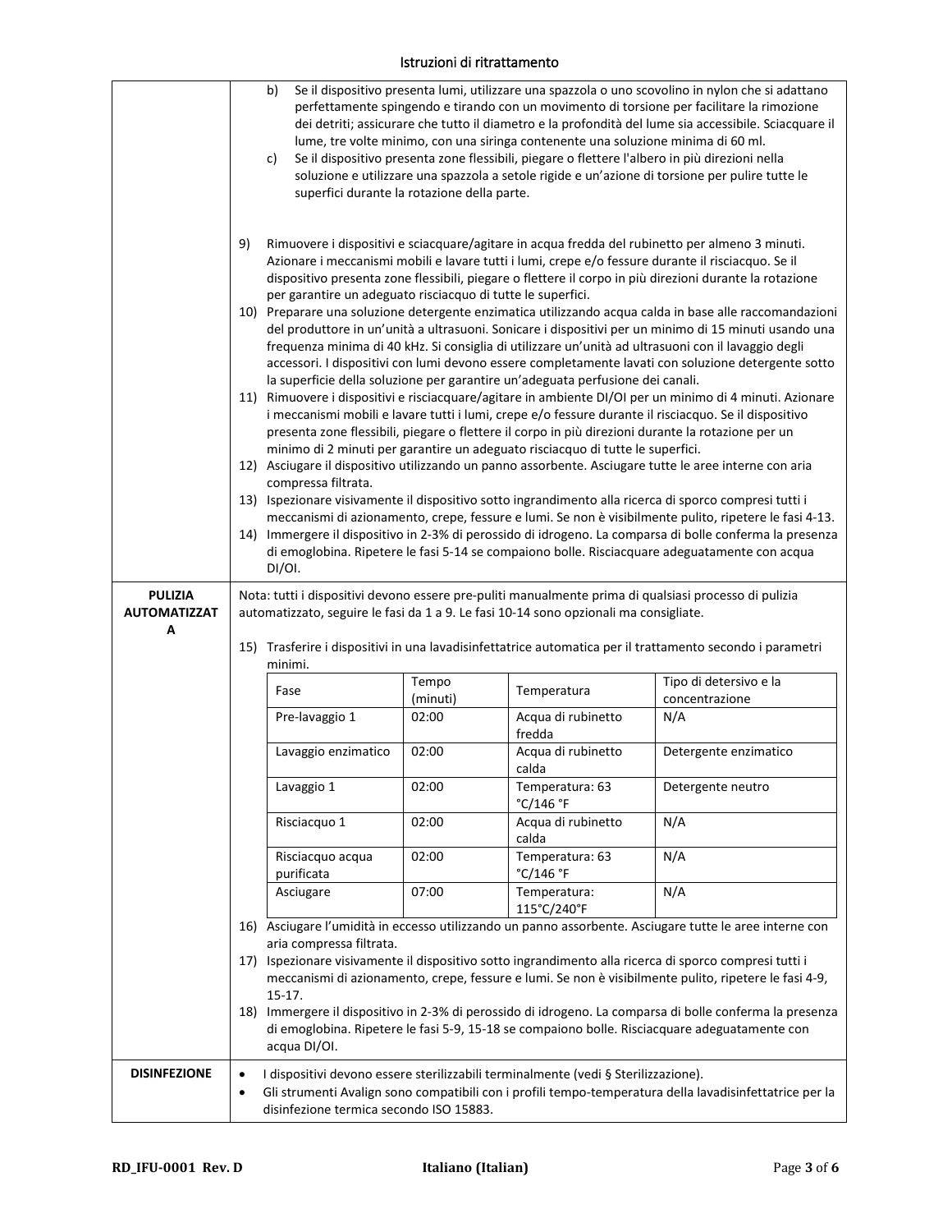b) Se il dispositivo presenta lumi, utilizzare una spazzola o uno scovolino in nylon che si adattano perfettamente spingendo e tirando con un movimento di torsione per facilitare la rimozione dei detriti; assicurare che tutto il diametro e la profondità del lume sia accessibile. Sciacquare il lume, tre volte minimo, con una siringa contenente una soluzione minima di 60 ml.

c) Se il dispositivo presenta zone flessibili, piegare o flettere l'albero in più direzioni nella soluzione e utilizzare una spazzola a setole rigide e un'azione di torsione per pulire tutte le superfici durante la rotazione della parte.

9) Rimuovere i dispositivi e sciacquare/agitare in acqua fredda del rubinetto per almeno 3 minuti. Azionare i meccanismi mobili e lavare tutti i lumi, crepe e/o fessure durante il risciacquo. Se il dispositivo presenta zone flessibili, piegare o flettere il corpo in più direzioni durante la rotazione per garantire un adeguato risciacquo di tutte le superfici.
10) Preparare una soluzione detergente enzimatica utilizzando acqua calda in base alle raccomandazioni del produttore in un'unità a ultrasuoni. Sonicare i dispositivi per un minimo di 15 minuti usando una frequenza minima di 40 kHz. Si consiglia di utilizzare un'unità ad ultrasuoni con il lavaggio degli accessori. I dispositivi con lumi devono essere completamente lavati con soluzione detergente sotto la superficie della soluzione per garantire un'adeguata perfusione dei canali.
11) Rimuovere i dispositivi e risciacquare/agitare in un ambiente DI/OI per un minimo di 4 minuti. Azionare i meccanismi mobili e lavare tutti i lumi, crepe e/o fessure durante il risciacquo. Se il dispositivo presenta zone flessibili, piegare o flettere il corpo in più direzioni durante la rotazione per un minimo di 2 minuti per garantire un adeguato risciacquo di tutte le superfici.
12) Asciugare il dispositivo utilizzando un panno assorbente. Asciugare tutte le aree interne con aria compressa filtrata.
13) Ispezionare visivamente il dispositivo sotto ingrandimento alla ricerca di sporco compresi tutti i meccanismi di azionamento, crepe, fessure e lumi. Se non è visibilmente pulito, ripetere le fasi 4-13.
14) Immergere il dispositivo in 2-3% di perossido di idrogeno. La comparsa di bolle conferma la presenza di emoglobina. Ripetere le fasi 5-14 se compaiono bolle. Risciacquare adeguatamente con acqua DI/OI.

**PULIZIA AUTOMATIZZATA**

Nota: tutti i dispositivi devono essere pre-puliti manualmente prima di qualsiasi processo di pulizia automatizzato, seguire le fasi da 1 a 9. Le fasi 10-14 sono opzionali ma consigliate.

15) Trasferire i dispositivi in una lavadisinfettatrice automatica per il trattamento secondo i parametri minimi.

| Fase | Tempo (minuti) | Temperatura | Tipo di detersivo e la concentrazione |
|---|---|---|---|
| Pre-lavaggio 1 | 02:00 | Acqua di rubinetto fredda | N/A |
| Lavaggio enzimatico | 02:00 | Acqua di rubinetto calda | Detergente enzimatico |
| Lavaggio 1 | 02:00 | Temperatura: 63 °C/146 °F | Detergente neutro |
| Risciacquo 1 | 02:00 | Acqua di rubinetto calda | N/A |
| Risciacquo acqua purificata | 02:00 | Temperatura: 63 °C/146 °F | N/A |
| Asciugare | 07:00 | Temperatura: 115°C/240°F | N/A |

16) Asciugare l'umidità in eccesso utilizzando un panno assorbente. Asciugare tutte le aree interne con aria compressa filtrata.
17) Ispezionare visivamente il dispositivo sotto ingrandimento alla ricerca di sporco compresi tutti i meccanismi di azionamento, crepe, fessure e lumi. Se non è visibilmente pulito, ripetere le fasi 4-9, 15-17.
18) Immergere il dispositivo in 2-3% di perossido di idrogeno. La comparsa di bolle conferma la presenza di emoglobina. Ripetere le fasi 5-9, 15-18 se compaiono bolle. Risciacquare adeguatamente con acqua DI/OI.

**DISINFEZIONE**

- I dispositivi devono essere sterilizzabili terminalmente (vedi § Sterilizzazione).
- Gli strumenti Avalign sono compatibili con i profili tempo-temperatura della lavadisinfettatrice per la disinfezione termica secondo ISO 15883.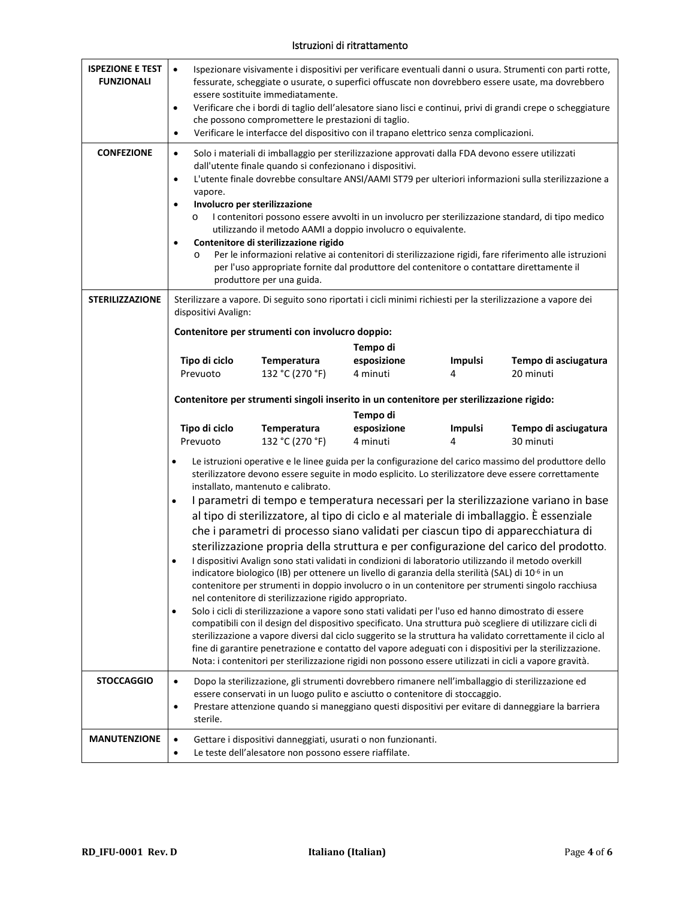# Istruzioni di ritrattamento

| | |
|---|---|
| **ISPEZIONE E TEST FUNZIONALI** | • Ispezionare visivamente i dispositivi per verificare eventuali danni o usura. Strumenti con parti rotte, fessurate, scheggiate o usurate, o superfici offuscate non dovrebbero essere usate, ma dovrebbero essere sostituite immediatamente.<br>• Verificare che i bordi di taglio dell'alesatore siano lisci e continui, privi di grandi crepe o scheggiature che possono compromettere le prestazioni di taglio.<br>• Verificare le interfacce del dispositivo con il trapano elettrico senza complicazioni. |
| **CONFEZIONE** | • Solo i materiali di imballaggio per sterilizzazione approvati dalla FDA devono essere utilizzati dall'utente finale quando si confezionano i dispositivi.<br>• L'utente finale dovrebbe consultare ANSI/AAMI ST79 per ulteriori informazioni sulla sterilizzazione a vapore.<br>• **Involucro per sterilizzazione**<br>  o I contenitori possono essere avvolti in un involucro per sterilizzazione standard, di tipo medico utilizzando il metodo AAMI a doppio involucro o equivalente.<br>• **Contenitore di sterilizzazione rigido**<br>  o Per le informazioni relative ai contenitori di sterilizzazione rigidi, fare riferimento alle istruzioni per l'uso appropriate fornite dal produttore del contenitore o contattare direttamente il produttore per una guida. |
| **STERILIZZAZIONE** | Sterilizzare a vapore. Di seguito sono riportati i cicli minimi richiesti per la sterilizzazione a vapore dei dispositivi Avalign:<br><br>**Contenitore per strumenti con involucro doppio:**<br>Tipo di ciclo: Prevuoto; Temperatura: 132 °C (270 °F); Tempo di esposizione: 4 minuti; Impulsi: 4; Tempo di asciugatura: 20 minuti<br><br>**Contenitore per strumenti singoli inserito in un contenitore per sterilizzazione rigido:**<br>Tipo di ciclo: Prevuoto; Temperatura: 132 °C (270 °F); Tempo di esposizione: 4 minuti; Impulsi: 4; Tempo di asciugatura: 30 minuti<br><br>• Le istruzioni operative e le linee guida per la configurazione del carico massimo del produttore dello sterilizzatore devono essere seguite in modo esplicito. Lo sterilizzatore deve essere correttamente installato, mantenuto e calibrato.<br>• I parametri di tempo e temperatura necessari per la sterilizzazione variano in base al tipo di sterilizzatore, al tipo di ciclo e al materiale di imballaggio. È essenziale che i parametri di processo siano validati per ciascun tipo di apparecchiatura di sterilizzazione propria della struttura e per configurazione del carico del prodotto.<br>• I dispositivi Avalign sono stati validati in condizioni di laboratorio utilizzando il metodo overkill indicatore biologico (IB) per ottenere un livello di garanzia della sterilità (SAL) di $10^{-6}$ in un contenitore per strumenti in doppio involucro o in un contenitore per strumenti singolo racchiusa nel contenitore di sterilizzazione rigido appropriato.<br>• Solo i cicli di sterilizzazione a vapore sono stati validati per l'uso ed hanno dimostrato di essere compatibili con il design del dispositivo specificato. Una struttura può scegliere di utilizzare cicli di sterilizzazione a vapore diversi dal ciclo suggerito se la struttura ha validato correttamente il ciclo al fine di garantire penetrazione e contatto del vapore adeguati con i dispositivi per la sterilizzazione. Nota: i contenitori per sterilizzazione rigidi non possono essere utilizzati in cicli a vapore gravità. |
| **STOCCAGGIO** | • Dopo la sterilizzazione, gli strumenti dovrebbero rimanere nell'imballaggio di sterilizzazione ed essere conservati in un luogo pulito e asciutto o contenitore di stoccaggio.<br>• Prestare attenzione quando si maneggiano questi dispositivi per evitare di danneggiare la barriera sterile. |
| **MANUTENZIONE** | • Gettare i dispositivi danneggiati, usurati o non funzionanti.<br>• Le teste dell'alesatore non possono essere riaffilate. |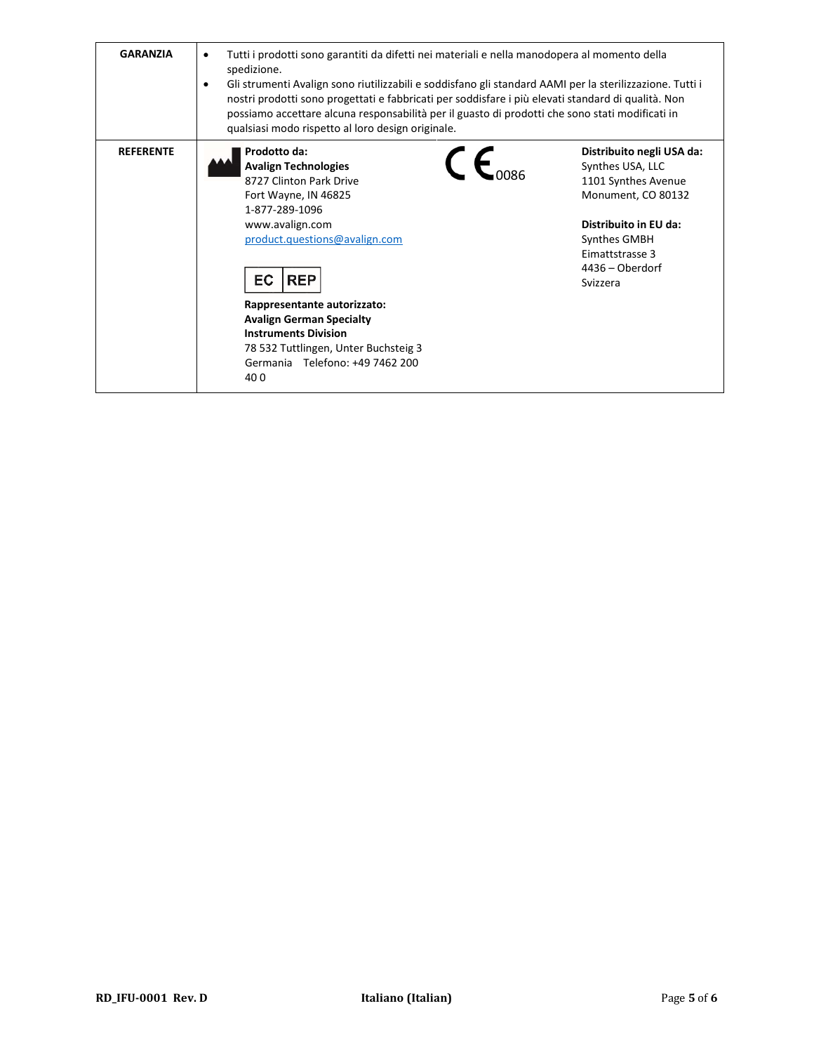| | |
|---|---|
| **GARANZIA** | • Tutti i prodotti sono garantiti da difetti nei materiali e nella manodopera al momento della spedizione.<br>• Gli strumenti Avalign sono riutilizzabili e soddisfano gli standard AAMI per la sterilizzazione. Tutti i nostri prodotti sono progettati e fabbricati per soddisfare i più elevati standard di qualità. Non possiamo accettare alcuna responsabilità per il guasto di prodotti che sono stati modificati in qualsiasi modo rispetto al loro design originale. |
| **REFERENTE** | **Prodotto da:**<br>**Avalign Technologies**<br>8727 Clinton Park Drive<br>Fort Wayne, IN 46825<br>1-877-289-1096<br>www.avalign.com<br>product.questions@avalign.com<br><br>EC REP<br><br>**Rappresentante autorizzato:**<br>**Avalign German Specialty Instruments Division**<br>78 532 Tuttlingen, Unter Buchsteig 3<br>Germania Telefono: +49 7462 200 40 0<br><br>CE 0086<br><br>**Distribuito negli USA da:**<br>Synthes USA, LLC<br>1101 Synthes Avenue<br>Monument, CO 80132<br><br>**Distribuito in EU da:**<br>Synthes GMBH<br>Eimattstrasse 3<br>4436 – Oberdorf<br>Svizzera |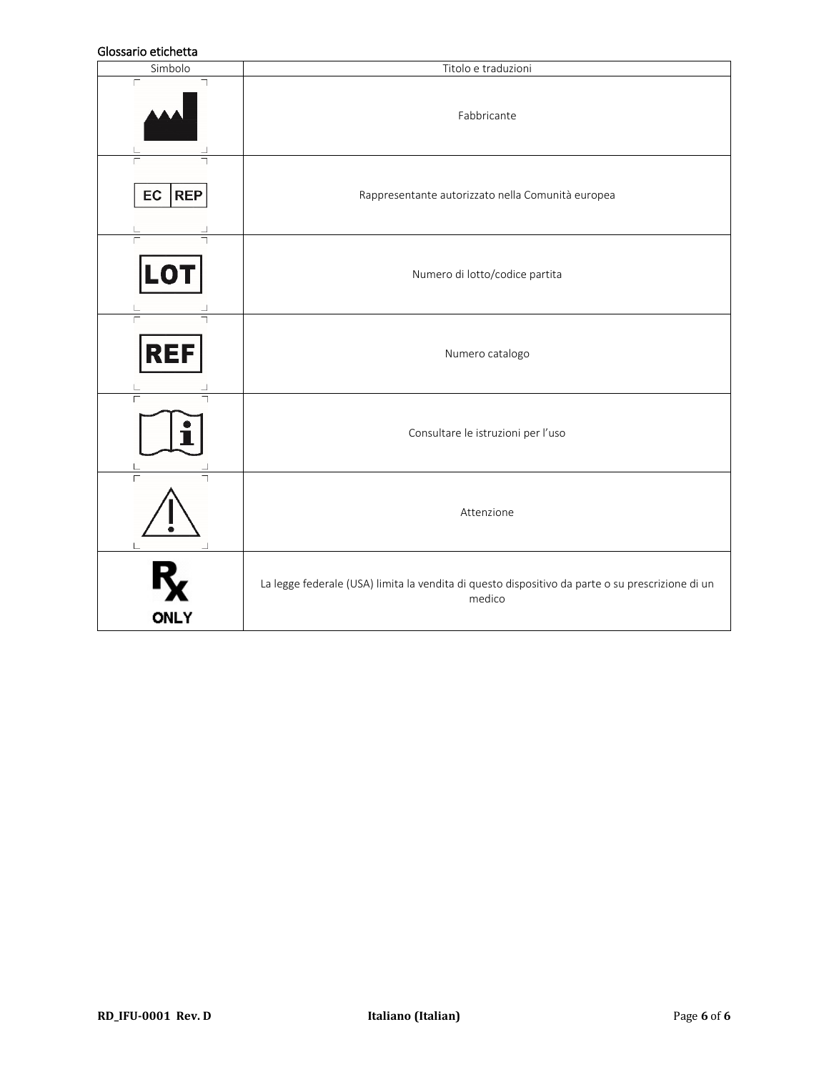## Glossario etichetta

| Simbolo | Titolo e traduzioni |
|---|---|
| | Fabbricante |
| EC REP | Rappresentante autorizzato nella Comunità europea |
| LOT | Numero di lotto/codice partita |
| REF | Numero catalogo |
| | Consultare le istruzioni per l'uso |
| | Attenzione |
| Rx ONLY | La legge federale (USA) limita la vendita di questo dispositivo da parte o su prescrizione di un medico |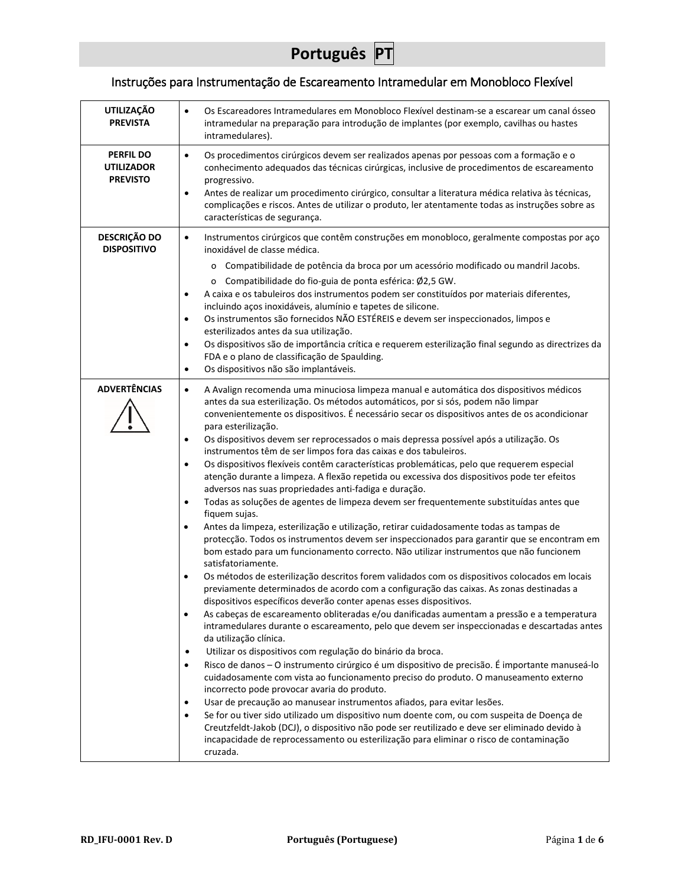# Português PT

## Instruções para Instrumentação de Escareamento Intramedular em Monobloco Flexível

| | |
|---|---|
| **UTILIZAÇÃO PREVISTA** | • Os Escareadores Intramedulares em Monobloco Flexível destinam-se a escarear um canal ósseo intramedular na preparação para introdução de implantes (por exemplo, cavilhas ou hastes intramedulares). |
| **PERFIL DO UTILIZADOR PREVISTO** | • Os procedimentos cirúrgicos devem ser realizados apenas por pessoas com a formação e o conhecimento adequados das técnicas cirúrgicas, inclusive de procedimentos de escareamento progressivo.<br>• Antes de realizar um procedimento cirúrgico, consultar a literatura médica relativa às técnicas, complicações e riscos. Antes de utilizar o produto, ler atentamente todas as instruções sobre as características de segurança. |
| **DESCRIÇÃO DO DISPOSITIVO** | • Instrumentos cirúrgicos que contêm construções em monobloco, geralmente compostas por aço inoxidável de classe médica.<br>  o Compatibilidade de potência da broca por um acessório modificado ou mandril Jacobs.<br>  o Compatibilidade do fio-guia de ponta esférica: Ø2,5 GW.<br>• A caixa e os tabuleiros dos instrumentos podem ser constituídos por materiais diferentes, incluindo aços inoxidáveis, alumínio e tapetes de silicone.<br>• Os instrumentos são fornecidos NÃO ESTÉREIS e devem ser inspeccionados, limpos e esterilizados antes da sua utilização.<br>• Os dispositivos são de importância crítica e requerem esterilização final segundo as directrizes da FDA e o plano de classificação de Spaulding.<br>• Os dispositivos não são implantáveis. |
| **ADVERTÊNCIAS** | • A Avalign recomenda uma minuciosa limpeza manual e automática dos dispositivos médicos antes da sua esterilização. Os métodos automáticos, por si sós, podem não limpar convenientemente os dispositivos. É necessário secar os dispositivos antes de os acondicionar para esterilização.<br>• Os dispositivos devem ser reprocessados o mais depressa possível após a utilização. Os instrumentos têm de ser limpos fora das caixas e dos tabuleiros.<br>• Os dispositivos flexíveis contêm características problemáticas, pelo que requerem especial atenção durante a limpeza. A flexão repetida ou excessiva dos dispositivos pode ter efeitos adversos nas suas propriedades anti-fadiga e duração.<br>• Todas as soluções de agentes de limpeza devem ser frequentemente substituídas antes que fiquem sujas.<br>• Antes da limpeza, esterilização e utilização, retirar cuidadosamente todas as tampas de protecção. Todos os instrumentos devem ser inspeccionados para garantir que se encontram em bom estado para um funcionamento correcto. Não utilizar instrumentos que não funcionem satisfatoriamente.<br>• Os métodos de esterilização descritos forem validados com os dispositivos colocados em locais previamente determinados de acordo com a configuração das caixas. As zonas destinadas a dispositivos específicos deverão conter apenas esses dispositivos.<br>• As cabeças de escareamento obliteradas e/ou danificadas aumentam a pressão e a temperatura intramedulares durante o escareamento, pelo que devem ser inspeccionadas e descartadas antes da utilização clínica.<br>• Utilizar os dispositivos com regulação do binário da broca.<br>• Risco de danos – O instrumento cirúrgico é um dispositivo de precisão. É importante manuseá-lo cuidadosamente com vista ao funcionamento preciso do produto. O manuseamento externo incorrecto pode provocar avaria do produto.<br>• Usar de precaução ao manusear instrumentos afiados, para evitar lesões.<br>• Se for ou tiver sido utilizado um dispositivo num doente com, ou com suspeita de Doença de Creutzfeldt-Jakob (DCJ), o dispositivo não pode ser reutilizado e deve ser eliminado devido à incapacidade de reprocessamento ou esterilização para eliminar o risco de contaminação cruzada. |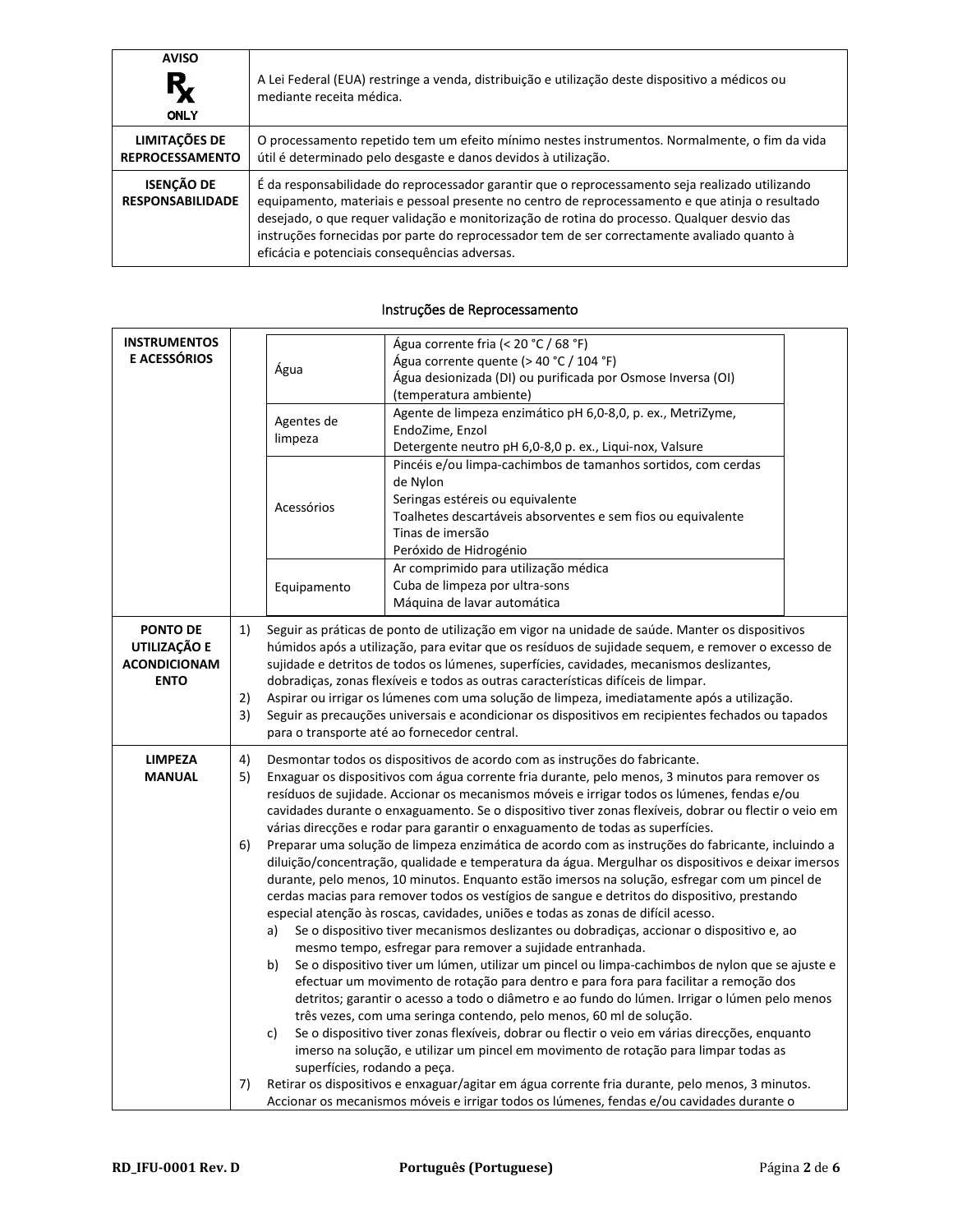| AVISO Rx ONLY | A Lei Federal (EUA) restringe a venda, distribuição e utilização deste dispositivo a médicos ou mediante receita médica. |
|---|---|
| **LIMITAÇÕES DE REPROCESSAMENTO** | O processamento repetido tem um efeito mínimo nestes instrumentos. Normalmente, o fim da vida útil é determinado pelo desgaste e danos devidos à utilização. |
| **ISENÇÃO DE RESPONSABILIDADE** | É da responsabilidade do reprocessador garantir que o reprocessamento seja realizado utilizando equipamento, materiais e pessoal presente no centro de reprocessamento e que atinja o resultado desejado, o que requer validação e monitorização de rotina do processo. Qualquer desvio das instruções fornecidas por parte do reprocessador tem de ser correctamente avaliado quanto à eficácia e potenciais consequências adversas. |

## Instruções de Reprocessamento

**INSTRUMENTOS E ACESSÓRIOS**

| | |
|---|---|
| Água | Água corrente fria (< 20 °C / 68 °F)<br>Água corrente quente (> 40 °C / 104 °F)<br>Água desionizada (DI) ou purificada por Osmose Inversa (OI) (temperatura ambiente) |
| Agentes de limpeza | Agente de limpeza enzimático pH 6,0-8,0, p. ex., MetriZyme, EndoZime, Enzol<br>Detergente neutro pH 6,0-8,0 p. ex., Liqui-nox, Valsure |
| Acessórios | Pincéis e/ou limpa-cachimbos de tamanhos sortidos, com cerdas de Nylon<br>Seringas estéreis ou equivalente<br>Toalhetes descartáveis absorventes e sem fios ou equivalente<br>Tinas de imersão<br>Peróxido de Hidrogénio |
| Equipamento | Ar comprimido para utilização médica<br>Cuba de limpeza por ultra-sons<br>Máquina de lavar automática |

**PONTO DE UTILIZAÇÃO E ACONDICIONAMENTO**

1) Seguir as práticas de ponto de utilização em vigor na unidade de saúde. Manter os dispositivos húmidos após a utilização, para evitar que os resíduos de sujidade sequem, e remover o excesso de sujidade e detritos de todos os lúmenes, superfícies, cavidades, mecanismos deslizantes, dobradiças, zonas flexíveis e todos as outras características difíceis de limpar.
2) Aspirar ou irrigar os lúmenes com uma solução de limpeza, imediatamente após a utilização.
3) Seguir as precauções universais e acondicionar os dispositivos em recipientes fechados ou tapados para o transporte até ao fornecedor central.

**LIMPEZA MANUAL**

4) Desmontar todos os dispositivos de acordo com as instruções do fabricante.
5) Enxaguar os dispositivos com água corrente fria durante, pelo menos, 3 minutos para remover os resíduos de sujidade. Accionar os mecanismos móveis e irrigar todos os lúmenes, fendas e/ou cavidades durante o enxaguamento. Se o dispositivo tiver zonas flexíveis, dobrar ou flectir o veio em várias direcções e rodar para garantir o enxaguamento de todas as superfícies.
6) Preparar uma solução de limpeza enzimática de acordo com as instruções do fabricante, incluindo a diluição/concentração, qualidade e temperatura da água. Mergulhar os dispositivos e deixar imersos durante, pelo menos, 10 minutos. Enquanto estão imersos na solução, esfregar com um pincel de cerdas macias para remover todos os vestígios de sangue e detritos do dispositivo, prestando especial atenção às roscas, cavidades, uniões e todas as zonas de difícil acesso.
   a) Se o dispositivo tiver mecanismos deslizantes ou dobradiças, accionar o dispositivo e, ao mesmo tempo, esfregar para remover a sujidade entranhada.
   b) Se o dispositivo tiver um lúmen, utilizar um pincel ou limpa-cachimbos de nylon que se ajuste e efectuar um movimento de rotação para dentro e para fora para facilitar a remoção dos detritos; garantir o acesso a todo o diâmetro e ao fundo do lúmen. Irrigar o lúmen pelo menos três vezes, com uma seringa contendo, pelo menos, 60 ml de solução.
   c) Se o dispositivo tiver zonas flexíveis, dobrar ou flectir o veio em várias direcções, enquanto imerso na solução, e utilizar um pincel em movimento de rotação para limpar todas as superfícies, rodando a peça.
7) Retirar os dispositivos e enxaguar/agitar em água corrente fria durante, pelo menos, 3 minutos. Accionar os mecanismos móveis e irrigar todos os lúmenes, fendas e/ou cavidades durante o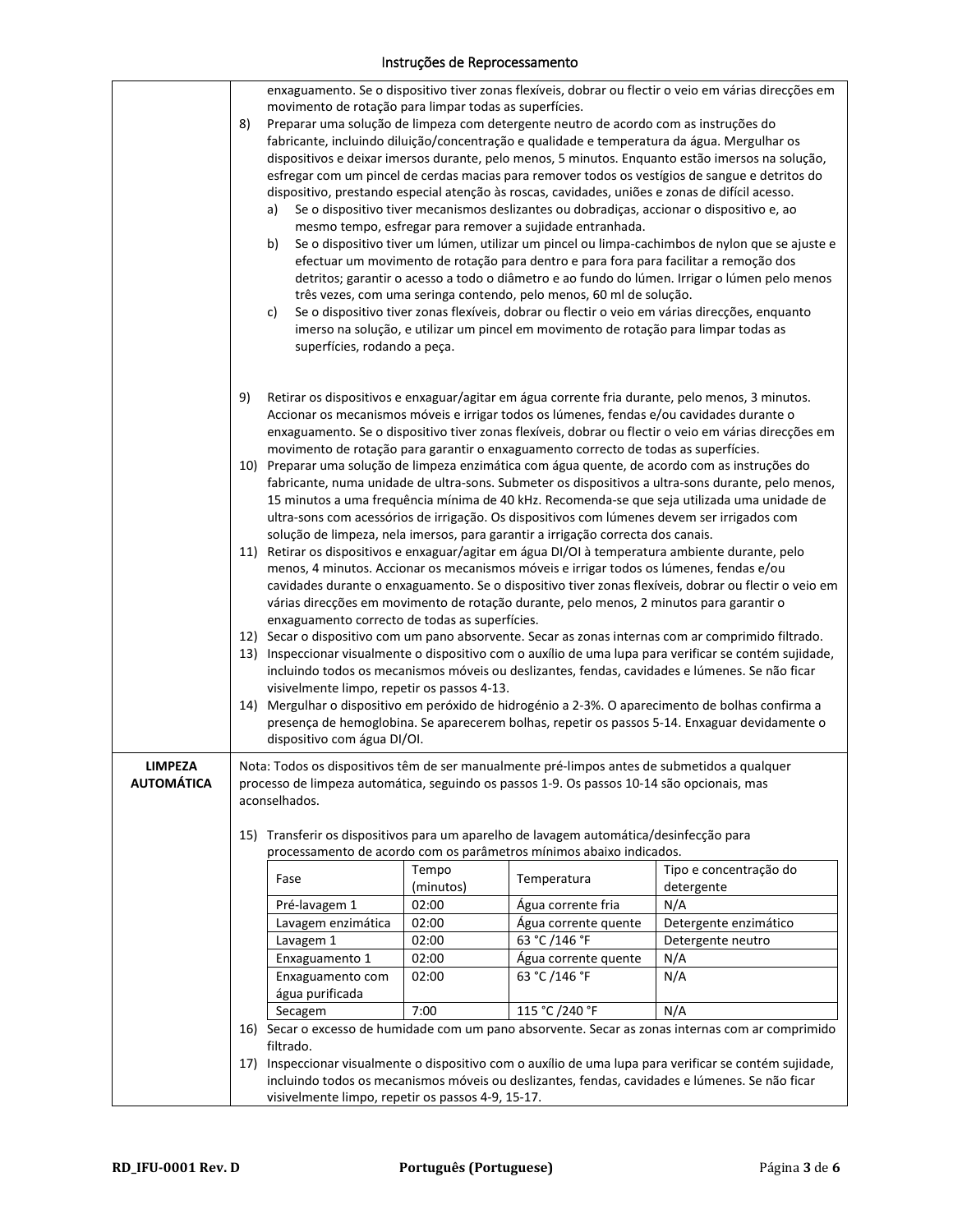enxaguamento. Se o dispositivo tiver zonas flexíveis, dobrar ou flectir o veio em várias direcções em movimento de rotação para limpar todas as superfícies.

8) Preparar uma solução de limpeza com detergente neutro de acordo com as instruções do fabricante, incluindo diluição/concentração e qualidade e temperatura da água. Mergulhar os dispositivos e deixar imersos durante, pelo menos, 5 minutos. Enquanto estão imersos na solução, esfregar com um pincel de cerdas macias para remover todos os vestígios de sangue e detritos do dispositivo, prestando especial atenção às roscas, cavidades, uniões e zonas de difícil acesso.
   a) Se o dispositivo tiver mecanismos deslizantes ou dobradiças, accionar o dispositivo e, ao mesmo tempo, esfregar para remover a sujidade entranhada.
   b) Se o dispositivo tiver um lúmen, utilizar um pincel ou limpa-cachimbos de nylon que se ajuste e efectuar um movimento de rotação para dentro e para fora para facilitar a remoção dos detritos; garantir o acesso a todo o diâmetro e ao fundo do lúmen. Irrigar o lúmen pelo menos três vezes, com uma seringa contendo, pelo menos, 60 ml de solução.
   c) Se o dispositivo tiver zonas flexíveis, dobrar ou flectir o veio em várias direcções, enquanto imerso na solução, e utilizar um pincel em movimento de rotação para limpar todas as superfícies, rodando a peça.

9) Retirar os dispositivos e enxaguar/agitar em água corrente fria durante, pelo menos, 3 minutos. Accionar os mecanismos móveis e irrigar todos os lúmenes, fendas e/ou cavidades durante o enxaguamento. Se o dispositivo tiver zonas flexíveis, dobrar ou flectir o veio em várias direcções em movimento de rotação para garantir o enxaguamento correcto de todas as superfícies.
10) Preparar uma solução de limpeza enzimática com água quente, de acordo com as instruções do fabricante, numa unidade de ultra-sons. Submeter os dispositivos a ultra-sons durante, pelo menos, 15 minutos a uma frequência mínima de 40 kHz. Recomenda-se que seja utilizada uma unidade de ultra-sons com acessórios de irrigação. Os dispositivos com lúmenes devem ser irrigados com solução de limpeza, nela imersos, para garantir a irrigação correcta dos canais.
11) Retirar os dispositivos e enxaguar/agitar em água DI/OI à temperatura ambiente durante, pelo menos, 4 minutos. Accionar os mecanismos móveis e irrigar todos os lúmenes, fendas e/ou cavidades durante o enxaguamento. Se o dispositivo tiver zonas flexíveis, dobrar ou flectir o veio em várias direcções em movimento de rotação durante, pelo menos, 2 minutos para garantir o enxaguamento correcto de todas as superfícies.
12) Secar o dispositivo com um pano absorvente. Secar as zonas internas com ar comprimido filtrado.
13) Inspeccionar visualmente o dispositivo com o auxílio de uma lupa para verificar se contém sujidade, incluindo todos os mecanismos móveis ou deslizantes, fendas, cavidades e lúmenes. Se não ficar visivelmente limpo, repetir os passos 4-13.
14) Mergulhar o dispositivo em peróxido de hidrogénio a 2-3%. O aparecimento de bolhas confirma a presença de hemoglobina. Se aparecerem bolhas, repetir os passos 5-14. Enxaguar devidamente o dispositivo com água DI/OI.

**LIMPEZA AUTOMÁTICA**

Nota: Todos os dispositivos têm de ser manualmente pré-limpos antes de submetidos a qualquer processo de limpeza automática, seguindo os passos 1-9. Os passos 10-14 são opcionais, mas aconselhados.

15) Transferir os dispositivos para um aparelho de lavagem automática/desinfecção para processamento de acordo com os parâmetros mínimos abaixo indicados.

| Fase | Tempo (minutos) | Temperatura | Tipo e concentração do detergente |
|---|---|---|---|
| Pré-lavagem 1 | 02:00 | Água corrente fria | N/A |
| Lavagem enzimática | 02:00 | Água corrente quente | Detergente enzimático |
| Lavagem 1 | 02:00 | 63 °C /146 °F | Detergente neutro |
| Enxaguamento 1 | 02:00 | Água corrente quente | N/A |
| Enxaguamento com água purificada | 02:00 | 63 °C /146 °F | N/A |
| Secagem | 7:00 | 115 °C /240 °F | N/A |

16) Secar o excesso de humidade com um pano absorvente. Secar as zonas internas com ar comprimido filtrado.
17) Inspeccionar visualmente o dispositivo com o auxílio de uma lupa para verificar se contém sujidade, incluindo todos os mecanismos móveis ou deslizantes, fendas, cavidades e lúmenes. Se não ficar visivelmente limpo, repetir os passos 4-9, 15-17.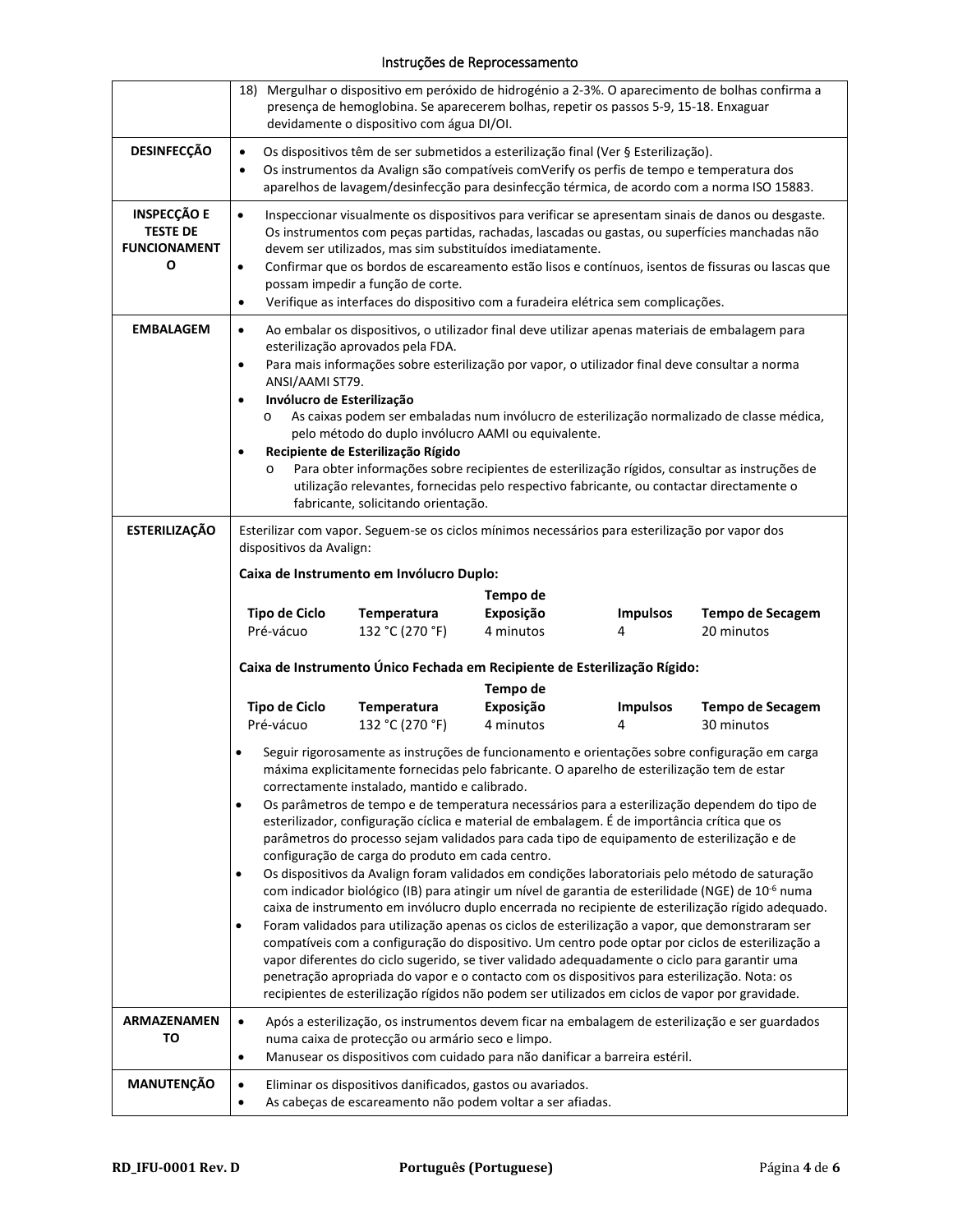| | |
|---|---|
| | 18) Mergulhar o dispositivo em peróxido de hidrogénio a 2-3%. O aparecimento de bolhas confirma a presença de hemoglobina. Se aparecerem bolhas, repetir os passos 5-9, 15-18. Enxaguar devidamente o dispositivo com água DI/OI. |
| **DESINFECÇÃO** | • Os dispositivos têm de ser submetidos a esterilização final (Ver § Esterilização).<br>• Os instrumentos da Avalign são compatíveis comVerify os perfis de tempo e temperatura dos aparelhos de lavagem/desinfecção para desinfecção térmica, de acordo com a norma ISO 15883. |
| **INSPECÇÃO E TESTE DE FUNCIONAMENTO** | • Inspeccionar visualmente os dispositivos para verificar se apresentam sinais de danos ou desgaste. Os instrumentos com peças partidas, rachadas, lascadas ou gastas, ou superfícies manchadas não devem ser utilizados, mas sim substituídos imediatamente.<br>• Confirmar que os bordos de escareamento estão lisos e contínuos, isentos de fissuras ou lascas que possam impedir a função de corte.<br>• Verifique as interfaces do dispositivo com a furadeira elétrica sem complicações. |
| **EMBALAGEM** | • Ao embalar os dispositivos, o utilizador final deve utilizar apenas materiais de embalagem para esterilização aprovados pela FDA.<br>• Para mais informações sobre esterilização por vapor, o utilizador final deve consultar a norma ANSI/AAMI ST79.<br>• **Invólucro de Esterilização**<br>  o As caixas podem ser embaladas num invólucro de esterilização normalizado de classe médica, pelo método do duplo invólucro AAMI ou equivalente.<br>• **Recipiente de Esterilização Rígido**<br>  o Para obter informações sobre recipientes de esterilização rígidos, consultar as instruções de utilização relevantes, fornecidas pelo respectivo fabricante, ou contactar directamente o fabricante, solicitando orientação. |
| **ESTERILIZAÇÃO** | Esterilizar com vapor. Seguem-se os ciclos mínimos necessários para esterilização por vapor dos dispositivos da Avalign:<br><br>**Caixa de Instrumento em Invólucro Duplo:**<br>**Tipo de Ciclo:** Pré-vácuo; **Temperatura:** 132 °C (270 °F); **Tempo de Exposição:** 4 minutos; **Impulsos:** 4; **Tempo de Secagem:** 20 minutos<br><br>**Caixa de Instrumento Único Fechada em Recipiente de Esterilização Rígido:**<br>**Tipo de Ciclo:** Pré-vácuo; **Temperatura:** 132 °C (270 °F); **Tempo de Exposição:** 4 minutos; **Impulsos:** 4; **Tempo de Secagem:** 30 minutos<br><br>• Seguir rigorosamente as instruções de funcionamento e orientações sobre configuração em carga máxima explicitamente fornecidas pelo fabricante. O aparelho de esterilização tem de estar correctamente instalado, mantido e calibrado.<br>• Os parâmetros de tempo e de temperatura necessários para a esterilização dependem do tipo de esterilizador, configuração cíclica e material de embalagem. É de importância crítica que os parâmetros do processo sejam validados para cada tipo de equipamento de esterilização e de configuração de carga do produto em cada centro.<br>• Os dispositivos da Avalign foram validados em condições laboratoriais pelo método de saturação com indicador biológico (IB) para atingir um nível de garantia de esterilidade (NGE) de $10^{-6}$ numa caixa de instrumento em invólucro duplo encerrada no recipiente de esterilização rígido adequado.<br>• Foram validados para utilização apenas os ciclos de esterilização a vapor, que demonstraram ser compatíveis com a configuração do dispositivo. Um centro pode optar por ciclos de esterilização a vapor diferentes do ciclo sugerido, se tiver validado adequadamente o ciclo para garantir uma penetração apropriada do vapor e o contacto com os dispositivos para esterilização. Nota: os recipientes de esterilização rígidos não podem ser utilizados em ciclos de vapor por gravidade. |
| **ARMAZENAMENTO** | • Após a esterilização, os instrumentos devem ficar na embalagem de esterilização e ser guardados numa caixa de protecção ou armário seco e limpo.<br>• Manusear os dispositivos com cuidado para não danificar a barreira estéril. |
| **MANUTENÇÃO** | • Eliminar os dispositivos danificados, gastos ou avariados.<br>• As cabeças de escareamento não podem voltar a ser afiadas. |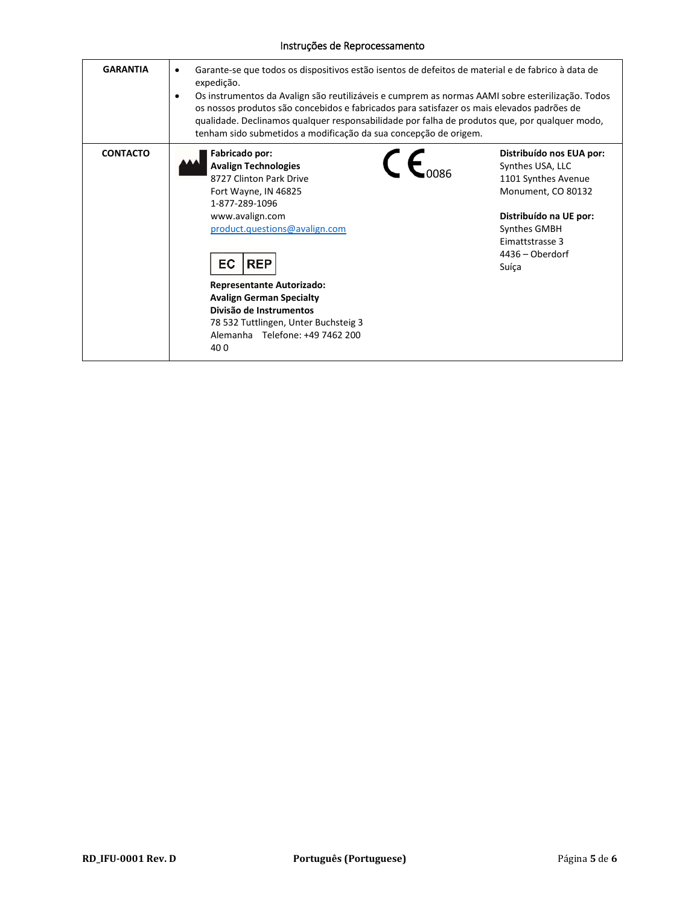| | |
|---|---|
| **GARANTIA** | • Garante-se que todos os dispositivos estão isentos de defeitos de material e de fabrico à data de expedição.<br>• Os instrumentos da Avalign são reutilizáveis e cumprem as normas AAMI sobre esterilização. Todos os nossos produtos são concebidos e fabricados para satisfazer os mais elevados padrões de qualidade. Declinamos qualquer responsabilidade por falha de produtos que, por qualquer modo, tenham sido submetidos a modificação da sua concepção de origem. |
| **CONTACTO** | **Fabricado por:**<br>**Avalign Technologies**<br>8727 Clinton Park Drive<br>Fort Wayne, IN 46825<br>1-877-289-1096<br>www.avalign.com<br>product.questions@avalign.com<br><br>EC REP<br>**Representante Autorizado:**<br>**Avalign German Specialty**<br>**Divisão de Instrumentos**<br>78 532 Tuttlingen, Unter Buchsteig 3<br>Alemanha Telefone: +49 7462 200 40 0<br><br>CE 0086<br><br>**Distribuído nos EUA por:**<br>Synthes USA, LLC<br>1101 Synthes Avenue<br>Monument, CO 80132<br><br>**Distribuído na UE por:**<br>Synthes GMBH<br>Eimattstrasse 3<br>4436 – Oberdorf<br>Suíça |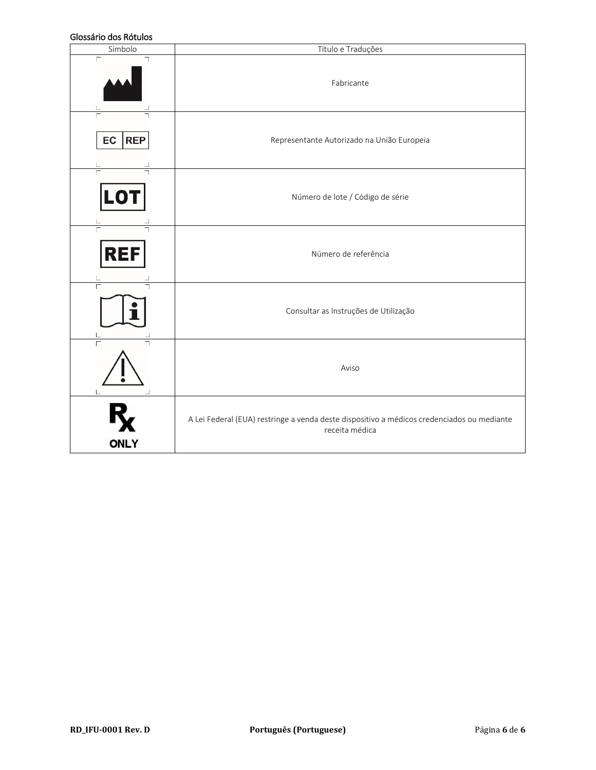## Glossário dos Rótulos

| Símbolo | Título e Traduções |
|---|---|
| | Fabricante |
| EC REP | Representante Autorizado na União Europeia |
| LOT | Número de lote / Código de série |
| REF | Número de referência |
| | Consultar as Instruções de Utilização |
| | Aviso |
| Rx ONLY | A Lei Federal (EUA) restringe a venda deste dispositivo a médicos credenciados ou mediante receita médica |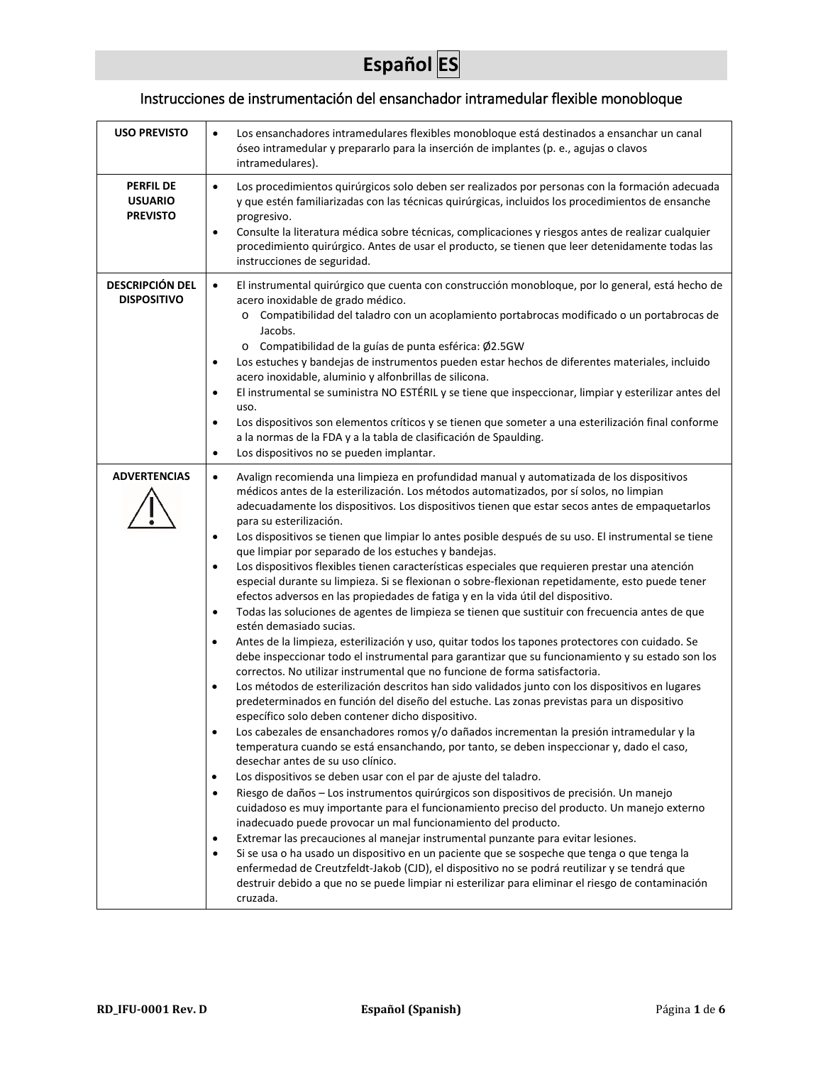# Español ES

## Instrucciones de instrumentación del ensanchador intramedular flexible monobloque

| | |
|---|---|
| **USO PREVISTO** | • Los ensanchadores intramedulares flexibles monobloque está destinados a ensanchar un canal óseo intramedular y prepararlo para la inserción de implantes (p. e., agujas o clavos intramedulares). |
| **PERFIL DE USUARIO PREVISTO** | • Los procedimientos quirúrgicos solo deben ser realizados por personas con la formación adecuada y que estén familiarizadas con las técnicas quirúrgicas, incluidos los procedimientos de ensanche progresivo.<br>• Consulte la literatura médica sobre técnicas, complicaciones y riesgos antes de realizar cualquier procedimiento quirúrgico. Antes de usar el producto, se tienen que leer detenidamente todas las instrucciones de seguridad. |
| **DESCRIPCIÓN DEL DISPOSITIVO** | • El instrumental quirúrgico que cuenta con construcción monobloque, por lo general, está hecho de acero inoxidable de grado médico.<br>  o Compatibilidad del taladro con un acoplamiento portabrocas modificado o un portabrocas de Jacobs.<br>  o Compatibilidad de la guías de punta esférica: Ø2.5GW<br>• Los estuches y bandejas de instrumentos pueden estar hechos de diferentes materiales, incluido acero inoxidable, aluminio y alfonbrillas de silicona.<br>• El instrumental se suministra NO ESTÉRIL y se tiene que inspeccionar, limpiar y esterilizar antes del uso.<br>• Los dispositivos son elementos críticos y se tienen que someter a una esterilización final conforme a la normas de la FDA y a la tabla de clasificación de Spaulding.<br>• Los dispositivos no se pueden implantar. |
| **ADVERTENCIAS** ⚠ | • Avalign recomienda una limpieza en profundidad manual y automatizada de los dispositivos médicos antes de la esterilización. Los métodos automatizados, por sí solos, no limpian adecuadamente los dispositivos. Los dispositivos tienen que estar secos antes de empaquetarlos para su esterilización.<br>• Los dispositivos se tienen que limpiar lo antes posible después de su uso. El instrumental se tiene que limpiar por separado de los estuches y bandejas.<br>• Los dispositivos flexibles tienen características especiales que requieren prestar una atención especial durante su limpieza. Si se flexionan o sobre-flexionan repetidamente, esto puede tener efectos adversos en las propiedades de fatiga y en la vida útil del dispositivo.<br>• Todas las soluciones de agentes de limpieza se tienen que sustituir con frecuencia antes de que estén demasiado sucias.<br>• Antes de la limpieza, esterilización y uso, quitar todos los tapones protectores con cuidado. Se debe inspeccionar todo el instrumental para garantizar que su funcionamiento y su estado son los correctos. No utilizar instrumental que no funcione de forma satisfactoria.<br>• Los métodos de esterilización descritos han sido validados junto con los dispositivos en lugares predeterminados en función del diseño del estuche. Las zonas previstas para un dispositivo específico solo deben contener dicho dispositivo.<br>• Los cabezales de ensanchadores romos y/o dañados incrementan la presión intramedular y la temperatura cuando se está ensanchando, por tanto, se deben inspeccionar y, dado el caso, desechar antes de su uso clínico.<br>• Los dispositivos se deben usar con el par de ajuste del taladro.<br>• Riesgo de daños – Los instrumentos quirúrgicos son dispositivos de precisión. Un manejo cuidadoso es muy importante para el funcionamiento preciso del producto. Un manejo externo inadecuado puede provocar un mal funcionamiento del producto.<br>• Extremar las precauciones al manejar instrumental punzante para evitar lesiones.<br>• Si se usa o ha usado un dispositivo en un paciente que se sospeche que tenga o que tenga la enfermedad de Creutzfeldt-Jakob (CJD), el dispositivo no se podrá reutilizar y se tendrá que destruir debido a que no se puede limpiar ni esterilizar para eliminar el riesgo de contaminación cruzada. |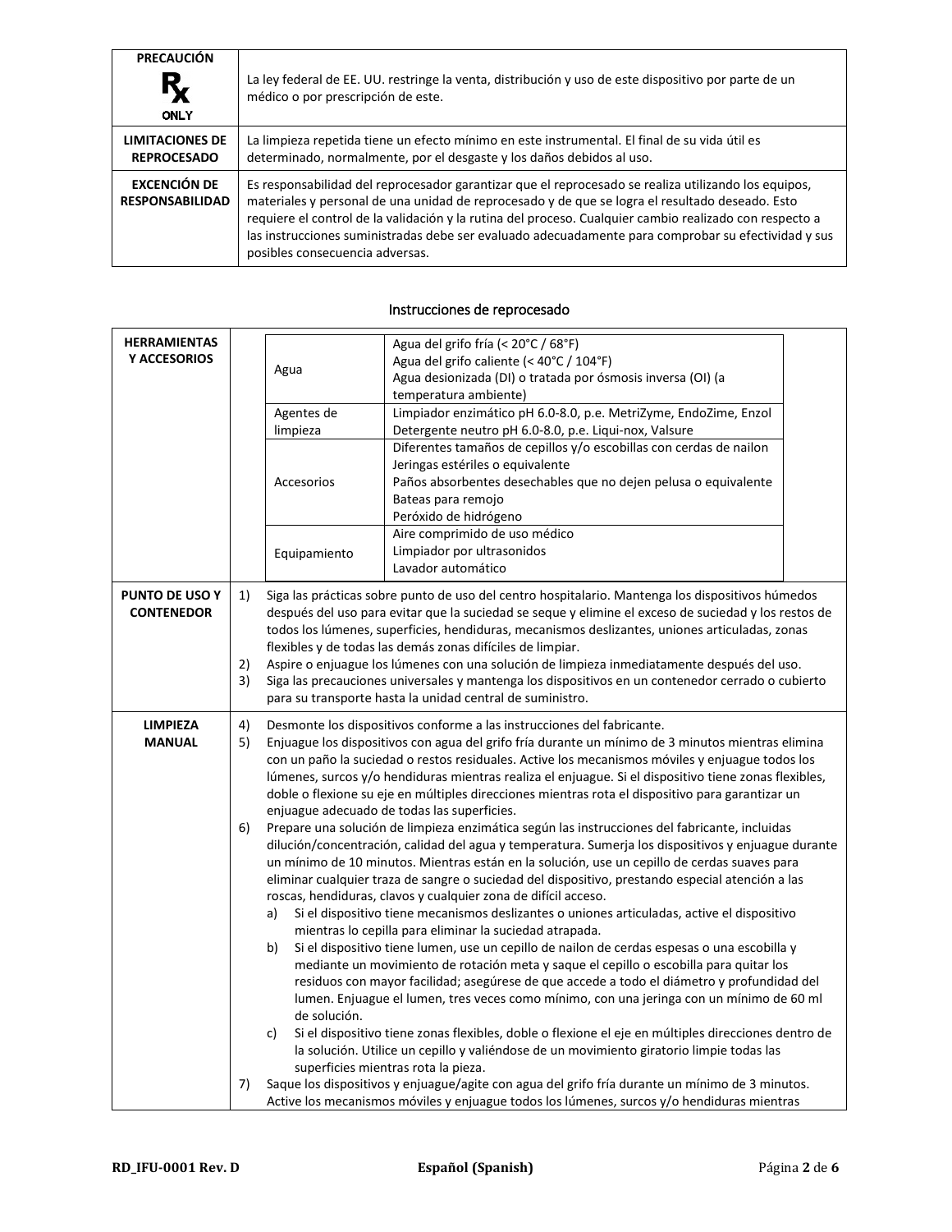| PRECAUCIÓN Rx ONLY | La ley federal de EE. UU. restringe la venta, distribución y uso de este dispositivo por parte de un médico o por prescripción de este. |
|---|---|
| **LIMITACIONES DE REPROCESADO** | La limpieza repetida tiene un efecto mínimo en este instrumental. El final de su vida útil es determinado, normalmente, por el desgaste y los daños debidos al uso. |
| **EXCENCIÓN DE RESPONSABILIDAD** | Es responsabilidad del reprocesador garantizar que el reprocesado se realiza utilizando los equipos, materiales y personal de una unidad de reprocesado y de que se logra el resultado deseado. Esto requiere el control de la validación y la rutina del proceso. Cualquier cambio realizado con respecto a las instrucciones suministradas debe ser evaluado adecuadamente para comprobar su efectividad y sus posibles consecuencia adversas. |

## Instrucciones de reprocesado

**HERRAMIENTAS Y ACCESORIOS**

| | |
|---|---|
| Agua | Agua del grifo fría (< 20°C / 68°F)<br>Agua del grifo caliente (< 40°C / 104°F)<br>Agua desionizada (DI) o tratada por ósmosis inversa (OI) (a temperatura ambiente) |
| Agentes de limpieza | Limpiador enzimático pH 6.0-8.0, p.e. MetriZyme, EndoZime, Enzol<br>Detergente neutro pH 6.0-8.0, p.e. Liqui-nox, Valsure |
| Accesorios | Diferentes tamaños de cepillos y/o escobillas con cerdas de nailon<br>Jeringas estériles o equivalente<br>Paños absorbentes desechables que no dejen pelusa o equivalente<br>Bateas para remojo<br>Peróxido de hidrógeno |
| Equipamiento | Aire comprimido de uso médico<br>Limpiador por ultrasonidos<br>Lavador automático |

**PUNTO DE USO Y CONTENEDOR**

1) Siga las prácticas sobre punto de uso del centro hospitalario. Mantenga los dispositivos húmedos después del uso para evitar que la suciedad se seque y elimine el exceso de suciedad y los restos de todos los lúmenes, superficies, hendiduras, mecanismos deslizantes, uniones articuladas, zonas flexibles y de todas las demás zonas difíciles de limpiar.
2) Aspire o enjuague los lúmenes con una solución de limpieza inmediatamente después del uso.
3) Siga las precauciones universales y mantenga los dispositivos en un contenedor cerrado o cubierto para su transporte hasta la unidad central de suministro.

**LIMPIEZA MANUAL**

4) Desmonte los dispositivos conforme a las instrucciones del fabricante.
5) Enjuague los dispositivos con agua del grifo fría durante un mínimo de 3 minutos mientras elimina con un paño la suciedad o restos residuales. Active los mecanismos móviles y enjuague todos los lúmenes, surcos y/o hendiduras mientras realiza el enjuague. Si el dispositivo tiene zonas flexibles, doble o flexione su eje en múltiples direcciones mientras rota el dispositivo para garantizar un enjuague adecuado de todas las superficies.
6) Prepare una solución de limpieza enzimática según las instrucciones del fabricante, incluidas dilución/concentración, calidad del agua y temperatura. Sumerja los dispositivos y enjuague durante un mínimo de 10 minutos. Mientras están en la solución, use un cepillo de cerdas suaves para eliminar cualquier traza de sangre o suciedad del dispositivo, prestando especial atención a las roscas, hendiduras, clavos y cualquier zona de difícil acceso.
   a) Si el dispositivo tiene mecanismos deslizantes o uniones articuladas, active el dispositivo mientras lo cepilla para eliminar la suciedad atrapada.
   b) Si el dispositivo tiene lumen, use un cepillo de nailon de cerdas espesas o una escobilla y mediante un movimiento de rotación meta y saque el cepillo o escobilla para quitar los residuos con mayor facilidad; asegúrese de que accede a todo el diámetro y profundidad del lumen. Enjuague el lumen, tres veces como mínimo, con una jeringa con un mínimo de 60 ml de solución.
   c) Si el dispositivo tiene zonas flexibles, doble o flexione el eje en múltiples direcciones dentro de la solución. Utilice un cepillo y valiéndose de un movimiento giratorio limpie todas las superficies mientras rota la pieza.
7) Saque los dispositivos y enjuague/agite con agua del grifo fría durante un mínimo de 3 minutos. Active los mecanismos móviles y enjuague todos los lúmenes, surcos y/o hendiduras mientras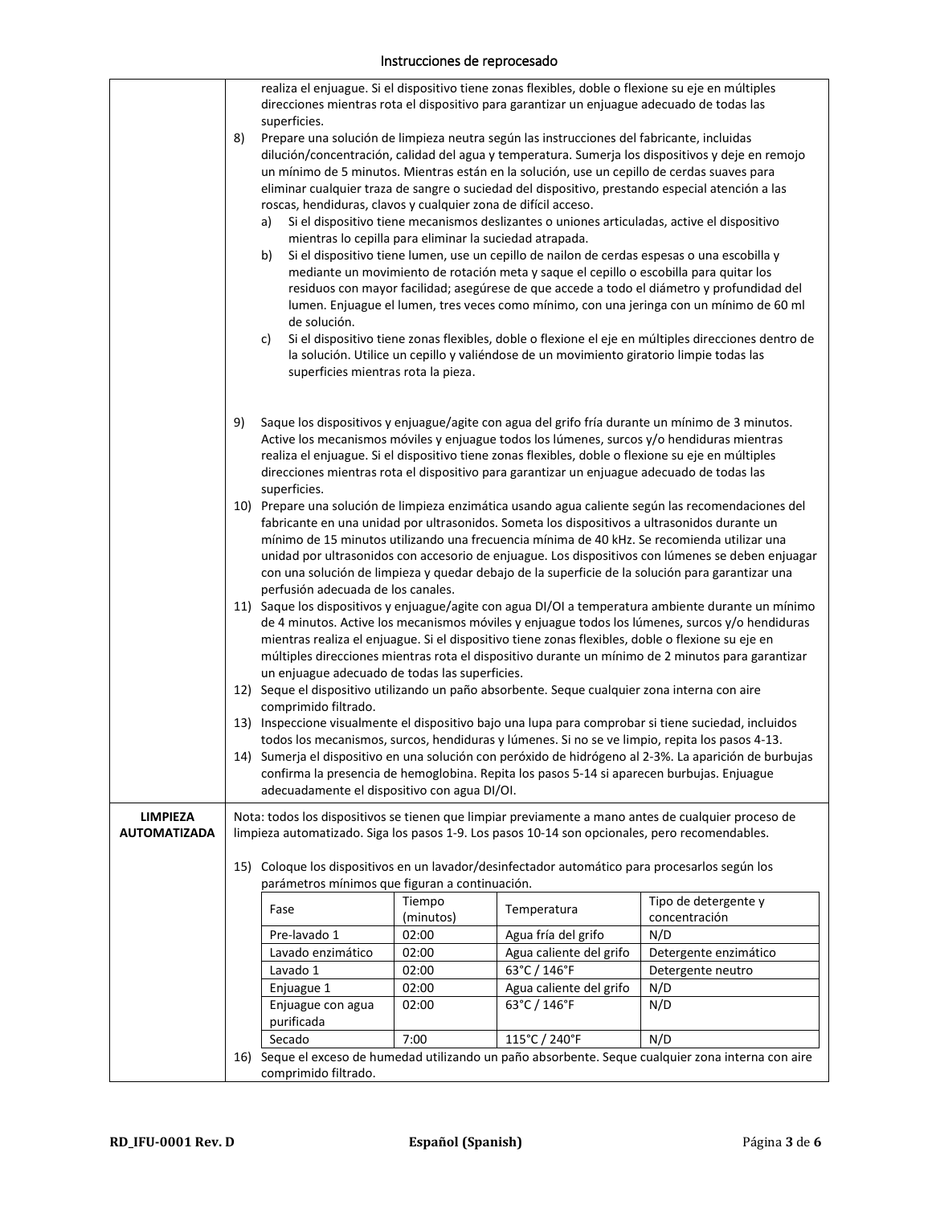realiza el enjuague. Si el dispositivo tiene zonas flexibles, doble o flexione su eje en múltiples direcciones mientras rota el dispositivo para garantizar un enjuague adecuado de todas las superficies.

8) Prepare una solución de limpieza neutra según las instrucciones del fabricante, incluidas dilución/concentración, calidad del agua y temperatura. Sumerja los dispositivos y deje en remojo un mínimo de 5 minutos. Mientras están en la solución, use un cepillo de cerdas suaves para eliminar cualquier traza de sangre o suciedad del dispositivo, prestando especial atención a las roscas, hendiduras, clavos y cualquier zona de difícil acceso.
   a) Si el dispositivo tiene mecanismos deslizantes o uniones articuladas, active el dispositivo mientras lo cepilla para eliminar la suciedad atrapada.
   b) Si el dispositivo tiene lumen, use un cepillo de nailon de cerdas espesas o una escobilla y mediante un movimiento de rotación meta y saque el cepillo o escobilla para quitar los residuos con mayor facilidad; asegúrese de que accede a todo el diámetro y profundidad del lumen. Enjuague el lumen, tres veces como mínimo, con una jeringa con un mínimo de 60 ml de solución.
   c) Si el dispositivo tiene zonas flexibles, doble o flexione el eje en múltiples direcciones dentro de la solución. Utilice un cepillo y valiéndose de un movimiento giratorio limpie todas las superficies mientras rota la pieza.

9) Saque los dispositivos y enjuague/agite con agua del grifo fría durante un mínimo de 3 minutos. Active los mecanismos móviles y enjuague todos los lúmenes, surcos y/o hendiduras mientras realiza el enjuague. Si el dispositivo tiene zonas flexibles, doble o flexione su eje en múltiples direcciones mientras rota el dispositivo para garantizar un enjuague adecuado de todas las superficies.
10) Prepare una solución de limpieza enzimática usando agua caliente según las recomendaciones del fabricante en una unidad por ultrasonidos. Someta los dispositivos a ultrasonidos durante un mínimo de 15 minutos utilizando una frecuencia mínima de 40 kHz. Se recomienda utilizar una unidad por ultrasonidos con accesorio de enjuague. Los dispositivos con lúmenes se deben enjuagar con una solución de limpieza y quedar debajo de la superficie de la solución para garantizar una perfusión adecuada de los canales.
11) Saque los dispositivos y enjuague/agite con agua DI/OI a temperatura ambiente durante un mínimo de 4 minutos. Active los mecanismos móviles y enjuague todos los lúmenes, surcos y/o hendiduras mientras realiza el enjuague. Si el dispositivo tiene zonas flexibles, doble o flexione su eje en múltiples direcciones mientras rota el dispositivo durante un mínimo de 2 minutos para garantizar un enjuague adecuado de todas las superficies.
12) Seque el dispositivo utilizando un paño absorbente. Seque cualquier zona interna con aire comprimido filtrado.
13) Inspeccione visualmente el dispositivo bajo una lupa para comprobar si tiene suciedad, incluidos todos los mecanismos, surcos, hendiduras y lúmenes. Si no se ve limpio, repita los pasos 4-13.
14) Sumerja el dispositivo en una solución con peróxido de hidrógeno al 2-3%. La aparición de burbujas confirma la presencia de hemoglobina. Repita los pasos 5-14 si aparecen burbujas. Enjuague adecuadamente el dispositivo con agua DI/OI.

**LIMPIEZA AUTOMATIZADA**

Nota: todos los dispositivos se tienen que limpiar previamente a mano antes de cualquier proceso de limpieza automatizado. Siga los pasos 1-9. Los pasos 10-14 son opcionales, pero recomendables.

15) Coloque los dispositivos en un lavador/desinfectador automático para procesarlos según los parámetros mínimos que figuran a continuación.

| Fase | Tiempo (minutos) | Temperatura | Tipo de detergente y concentración |
|---|---|---|---|
| Pre-lavado 1 | 02:00 | Agua fría del grifo | N/D |
| Lavado enzimático | 02:00 | Agua caliente del grifo | Detergente enzimático |
| Lavado 1 | 02:00 | 63°C / 146°F | Detergente neutro |
| Enjuague 1 | 02:00 | Agua caliente del grifo | N/D |
| Enjuague con agua purificada | 02:00 | 63°C / 146°F | N/D |
| Secado | 7:00 | 115°C / 240°F | N/D |

16) Seque el exceso de humedad utilizando un paño absorbente. Seque cualquier zona interna con aire comprimido filtrado.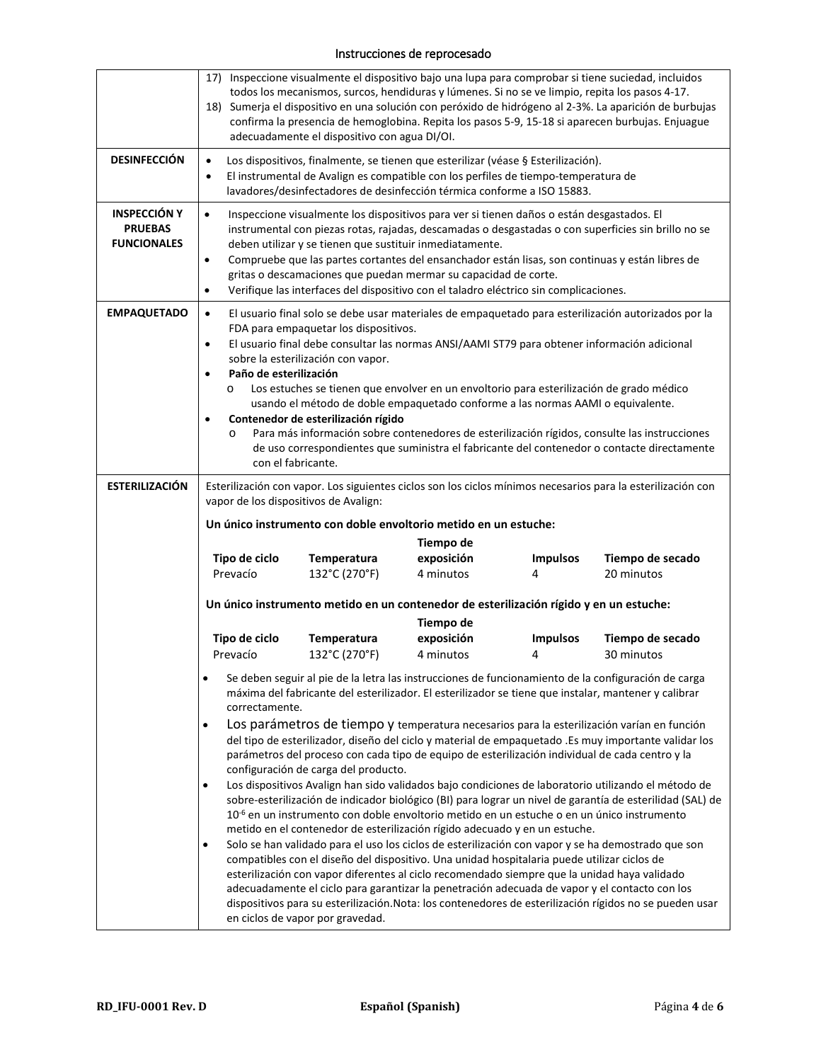| | |
|---|---|
| | 17) Inspeccione visualmente el dispositivo bajo una lupa para comprobar si tiene suciedad, incluidos todos los mecanismos, surcos, hendiduras y lúmenes. Si no se ve limpio, repita los pasos 4-17.<br>18) Sumerja el dispositivo en una solución con peróxido de hidrógeno al 2-3%. La aparición de burbujas confirma la presencia de hemoglobina. Repita los pasos 5-9, 15-18 si aparecen burbujas. Enjuague adecuadamente el dispositivo con agua DI/OI. |
| **DESINFECCIÓN** | • Los dispositivos, finalmente, se tienen que esterilizar (véase § Esterilización).<br>• El instrumental de Avalign es compatible con los perfiles de tiempo-temperatura de lavadores/desinfectadores de desinfección térmica conforme a ISO 15883. |
| **INSPECCIÓN Y PRUEBAS FUNCIONALES** | • Inspeccione visualmente los dispositivos para ver si tienen daños o están desgastados. El instrumental con piezas rotas, rajadas, descamadas o desgastadas o con superficies sin brillo no se deben utilizar y se tienen que sustituir inmediatamente.<br>• Compruebe que las partes cortantes del ensanchador están lisas, son continuas y están libres de gritas o descamaciones que puedan mermar su capacidad de corte.<br>• Verifique las interfaces del dispositivo con el taladro eléctrico sin complicaciones. |
| **EMPAQUETADO** | • El usuario final solo se debe usar materiales de empaquetado para esterilización autorizados por la FDA para empaquetar los dispositivos.<br>• El usuario final debe consultar las normas ANSI/AAMI ST79 para obtener información adicional sobre la esterilización con vapor.<br>• **Paño de esterilización**<br>  o Los estuches se tienen que envolver en un envoltorio para esterilización de grado médico usando el método de doble empaquetado conforme a las normas AAMI o equivalente.<br>• **Contenedor de esterilización rígido**<br>  o Para más información sobre contenedores de esterilización rígidos, consulte las instrucciones de uso correspondientes que suministra el fabricante del contenedor o contacte directamente con el fabricante. |
| **ESTERILIZACIÓN** | Esterilización con vapor. Los siguientes ciclos son los ciclos mínimos necesarios para la esterilización con vapor de los dispositivos de Avalign:<br><br>**Un único instrumento con doble envoltorio metido en un estuche:**<br>**Tipo de ciclo** / **Temperatura** / **Tiempo de exposición** / **Impulsos** / **Tiempo de secado**<br>Prevacío / 132°C (270°F) / 4 minutos / 4 / 20 minutos<br><br>**Un único instrumento metido en un contenedor de esterilización rígido y en un estuche:**<br>**Tipo de ciclo** / **Temperatura** / **Tiempo de exposición** / **Impulsos** / **Tiempo de secado**<br>Prevacío / 132°C (270°F) / 4 minutos / 4 / 30 minutos<br><br>• Se deben seguir al pie de la letra las instrucciones de funcionamiento de la configuración de carga máxima del fabricante del esterilizador. El esterilizador se tiene que instalar, mantener y calibrar correctamente.<br>• Los parámetros de tiempo y temperatura necesarios para la esterilización varían en función del tipo de esterilizador, diseño del ciclo y material de empaquetado .Es muy importante validar los parámetros del proceso con cada tipo de equipo de esterilización individual de cada centro y la configuración de carga del producto.<br>• Los dispositivos Avalign han sido validados bajo condiciones de laboratorio utilizando el método de sobre-esterilización de indicador biológico (BI) para lograr un nivel de garantía de esterilidad (SAL) de $10^{-6}$ en un instrumento con doble envoltorio metido en un estuche o en un único instrumento metido en el contenedor de esterilización rígido adecuado y en un estuche.<br>• Solo se han validado para el uso los ciclos de esterilización con vapor y se ha demostrado que son compatibles con el diseño del dispositivo. Una unidad hospitalaria puede utilizar ciclos de esterilización con vapor diferentes al ciclo recomendado siempre que la unidad haya validado adecuadamente el ciclo para garantizar la penetración adecuada de vapor y el contacto con los dispositivos para su esterilización.Nota: los contenedores de esterilización rígidos no se pueden usar en ciclos de vapor por gravedad. |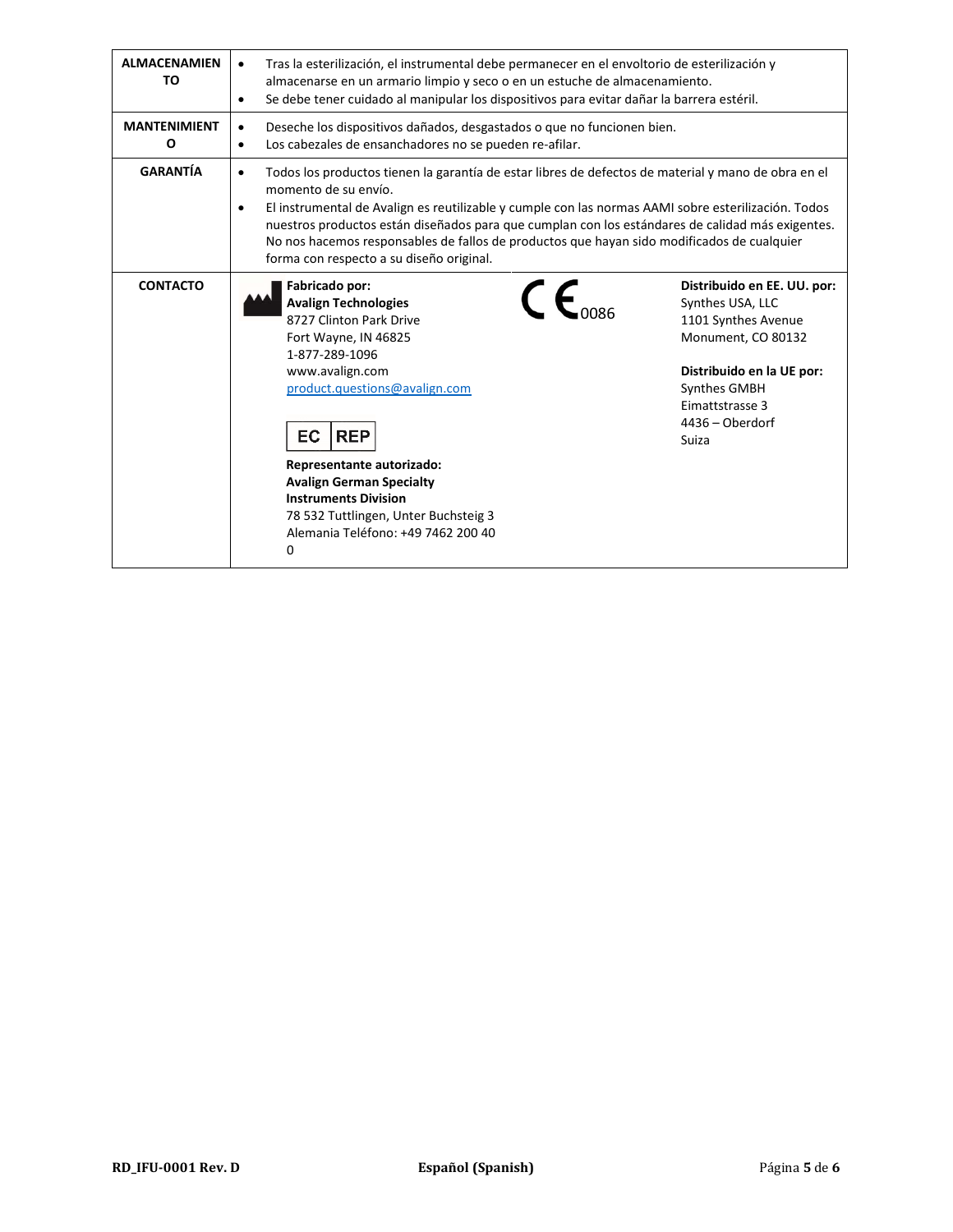| | |
|---|---|
| **ALMACENAMIENTO** | • Tras la esterilización, el instrumental debe permanecer en el envoltorio de esterilización y almacenarse en un armario limpio y seco o en un estuche de almacenamiento.<br>• Se debe tener cuidado al manipular los dispositivos para evitar dañar la barrera estéril. |
| **MANTENIMIENTO** | • Deseche los dispositivos dañados, desgastados o que no funcionen bien.<br>• Los cabezales de ensanchadores no se pueden re-afilar. |
| **GARANTÍA** | • Todos los productos tienen la garantía de estar libres de defectos de material y mano de obra en el momento de su envío.<br>• El instrumental de Avalign es reutilizable y cumple con las normas AAMI sobre esterilización. Todos nuestros productos están diseñados para que cumplan con los estándares de calidad más exigentes. No nos hacemos responsables de fallos de productos que hayan sido modificados de cualquier forma con respecto a su diseño original. |
| **CONTACTO** | **Fabricado por:**<br>**Avalign Technologies**<br>8727 Clinton Park Drive<br>Fort Wayne, IN 46825<br>1-877-289-1096<br>www.avalign.com<br>product.questions@avalign.com<br><br>EC REP<br>**Representante autorizado:**<br>**Avalign German Specialty Instruments Division**<br>78 532 Tuttlingen, Unter Buchsteig 3<br>Alemania Teléfono: +49 7462 200 40 0<br><br>CE 0086<br><br>**Distribuido en EE. UU. por:**<br>Synthes USA, LLC<br>1101 Synthes Avenue<br>Monument, CO 80132<br><br>**Distribuido en la UE por:**<br>Synthes GMBH<br>Eimattstrasse 3<br>4436 – Oberdorf<br>Suiza |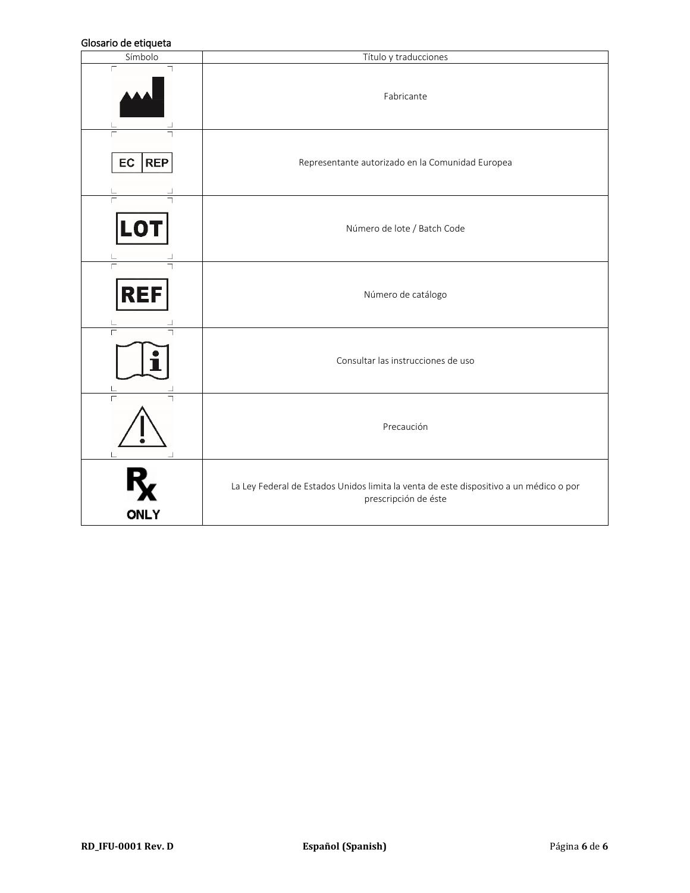### Glosario de etiqueta

| Símbolo | Título y traducciones |
|---|---|
| | Fabricante |
| EC REP | Representante autorizado en la Comunidad Europea |
| LOT | Número de lote / Batch Code |
| REF | Número de catálogo |
| | Consultar las instrucciones de uso |
| | Precaución |
| Rx ONLY | La Ley Federal de Estados Unidos limita la venta de este dispositivo a un médico o por prescripción de éste |

**RD_IFU-0001 Rev. D** **Español (Spanish)**